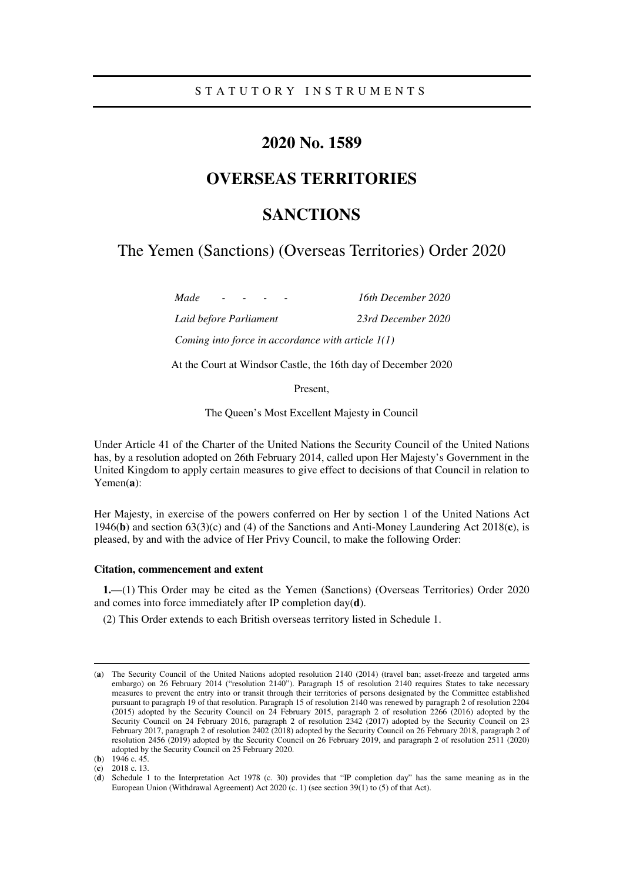STATUTORY INSTRUMENTS

# 2020 No. 1589

# OVERSEAS TERRITORIES

# SANCTIONS

## The Yemen (Sanctions) (Overseas Territories) Order 2020

*Made - - - -* *16th December 2020*

*Laid before Parliament* *23rd December 2020*

*Coming into force in accordance with article 1(1)*

At the Court at Windsor Castle, the 16th day of December 2020

Present,

The Queen's Most Excellent Majesty in Council

Under Article 41 of the Charter of the United Nations the Security Council of the United Nations has, by a resolution adopted on 26th February 2014, called upon Her Majesty's Government in the United Kingdom to apply certain measures to give effect to decisions of that Council in relation to Yemen(**a**):

Her Majesty, in exercise of the powers conferred on Her by section 1 of the United Nations Act 1946(**b**) and section 63(3)(c) and (4) of the Sanctions and Anti-Money Laundering Act 2018(**c**), is pleased, by and with the advice of Her Privy Council, to make the following Order:

### Citation, commencement and extent

**1.**—(1) This Order may be cited as the Yemen (Sanctions) (Overseas Territories) Order 2020 and comes into force immediately after IP completion day(**d**).

(2) This Order extends to each British overseas territory listed in Schedule 1.

---

(**a**) The Security Council of the United Nations adopted resolution 2140 (2014) (travel ban; asset-freeze and targeted arms embargo) on 26 February 2014 ("resolution 2140"). Paragraph 15 of resolution 2140 requires States to take necessary measures to prevent the entry into or transit through their territories of persons designated by the Committee established pursuant to paragraph 19 of that resolution. Paragraph 15 of resolution 2140 was renewed by paragraph 2 of resolution 2204 (2015) adopted by the Security Council on 24 February 2015, paragraph 2 of resolution 2266 (2016) adopted by the Security Council on 24 February 2016, paragraph 2 of resolution 2342 (2017) adopted by the Security Council on 23 February 2017, paragraph 2 of resolution 2402 (2018) adopted by the Security Council on 26 February 2018, paragraph 2 of resolution 2456 (2019) adopted by the Security Council on 26 February 2019, and paragraph 2 of resolution 2511 (2020) adopted by the Security Council on 25 February 2020.

(**b**) 1946 c. 45.

(**c**) 2018 c. 13.

(**d**) Schedule 1 to the Interpretation Act 1978 (c. 30) provides that "IP completion day" has the same meaning as in the European Union (Withdrawal Agreement) Act 2020 (c. 1) (see section 39(1) to (5) of that Act).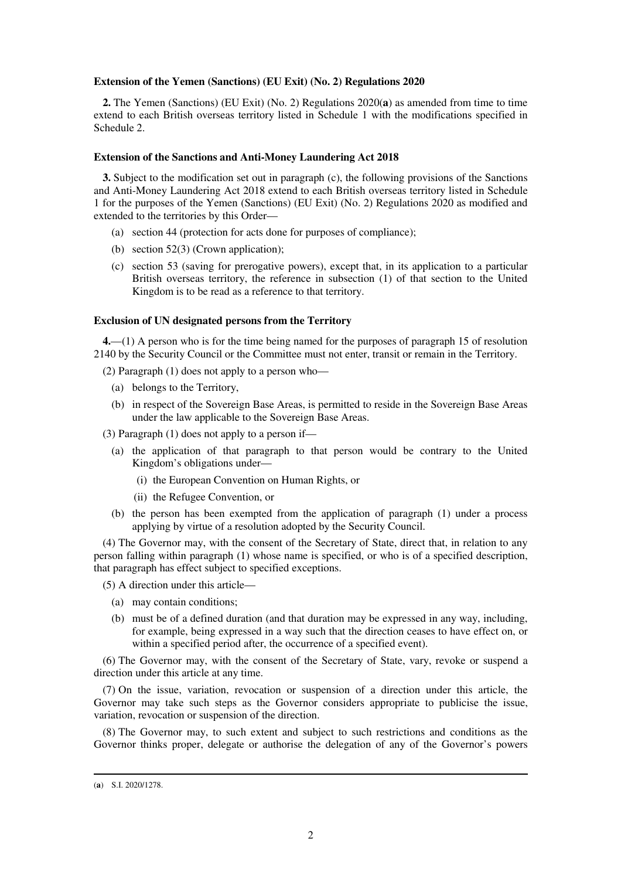**Extension of the Yemen (Sanctions) (EU Exit) (No. 2) Regulations 2020**

**2.** The Yemen (Sanctions) (EU Exit) (No. 2) Regulations 2020([a]) as amended from time to time extend to each British overseas territory listed in Schedule 1 with the modifications specified in Schedule 2.

**Extension of the Sanctions and Anti-Money Laundering Act 2018**

**3.** Subject to the modification set out in paragraph (c), the following provisions of the Sanctions and Anti-Money Laundering Act 2018 extend to each British overseas territory listed in Schedule 1 for the purposes of the Yemen (Sanctions) (EU Exit) (No. 2) Regulations 2020 as modified and extended to the territories by this Order—

- (a) section 44 (protection for acts done for purposes of compliance);
- (b) section 52(3) (Crown application);
- (c) section 53 (saving for prerogative powers), except that, in its application to a particular British overseas territory, the reference in subsection (1) of that section to the United Kingdom is to be read as a reference to that territory.

**Exclusion of UN designated persons from the Territory**

**4.**—(1) A person who is for the time being named for the purposes of paragraph 15 of resolution 2140 by the Security Council or the Committee must not enter, transit or remain in the Territory.

(2) Paragraph (1) does not apply to a person who—

- (a) belongs to the Territory,
- (b) in respect of the Sovereign Base Areas, is permitted to reside in the Sovereign Base Areas under the law applicable to the Sovereign Base Areas.

(3) Paragraph (1) does not apply to a person if—

- (a) the application of that paragraph to that person would be contrary to the United Kingdom's obligations under—
  - (i) the European Convention on Human Rights, or
  - (ii) the Refugee Convention, or
- (b) the person has been exempted from the application of paragraph (1) under a process applying by virtue of a resolution adopted by the Security Council.

(4) The Governor may, with the consent of the Secretary of State, direct that, in relation to any person falling within paragraph (1) whose name is specified, or who is of a specified description, that paragraph has effect subject to specified exceptions.

(5) A direction under this article—

- (a) may contain conditions;
- (b) must be of a defined duration (and that duration may be expressed in any way, including, for example, being expressed in a way such that the direction ceases to have effect on, or within a specified period after, the occurrence of a specified event).

(6) The Governor may, with the consent of the Secretary of State, vary, revoke or suspend a direction under this article at any time.

(7) On the issue, variation, revocation or suspension of a direction under this article, the Governor may take such steps as the Governor considers appropriate to publicise the issue, variation, revocation or suspension of the direction.

(8) The Governor may, to such extent and subject to such restrictions and conditions as the Governor thinks proper, delegate or authorise the delegation of any of the Governor's powers

---

([a]) S.I. 2020/1278.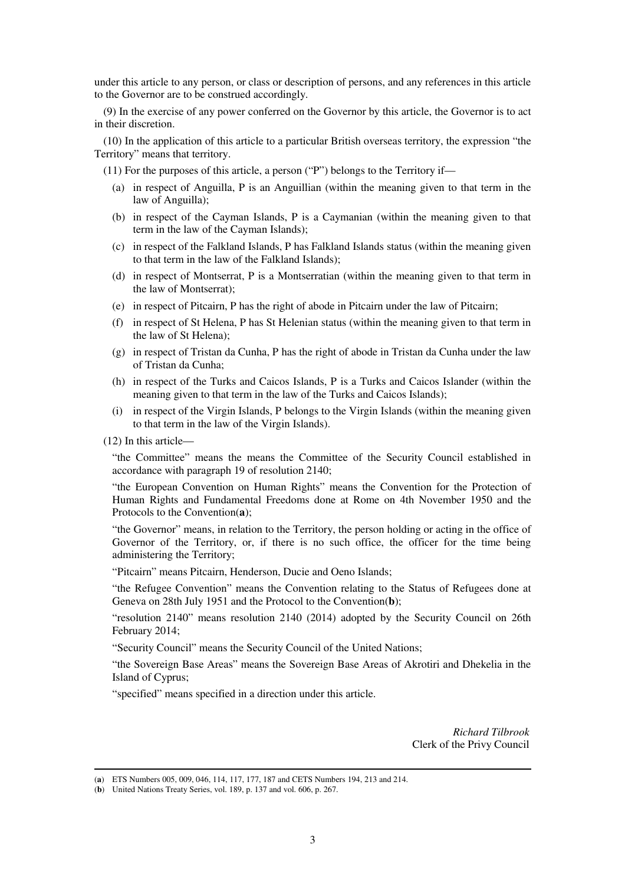under this article to any person, or class or description of persons, and any references in this article to the Governor are to be construed accordingly.

(9) In the exercise of any power conferred on the Governor by this article, the Governor is to act in their discretion.

(10) In the application of this article to a particular British overseas territory, the expression "the Territory" means that territory.

(11) For the purposes of this article, a person ("P") belongs to the Territory if—

(a) in respect of Anguilla, P is an Anguillian (within the meaning given to that term in the law of Anguilla);

(b) in respect of the Cayman Islands, P is a Caymanian (within the meaning given to that term in the law of the Cayman Islands);

(c) in respect of the Falkland Islands, P has Falkland Islands status (within the meaning given to that term in the law of the Falkland Islands);

(d) in respect of Montserrat, P is a Montserratian (within the meaning given to that term in the law of Montserrat);

(e) in respect of Pitcairn, P has the right of abode in Pitcairn under the law of Pitcairn;

(f) in respect of St Helena, P has St Helenian status (within the meaning given to that term in the law of St Helena);

(g) in respect of Tristan da Cunha, P has the right of abode in Tristan da Cunha under the law of Tristan da Cunha;

(h) in respect of the Turks and Caicos Islands, P is a Turks and Caicos Islander (within the meaning given to that term in the law of the Turks and Caicos Islands);

(i) in respect of the Virgin Islands, P belongs to the Virgin Islands (within the meaning given to that term in the law of the Virgin Islands).

(12) In this article—

"the Committee" means the means the Committee of the Security Council established in accordance with paragraph 19 of resolution 2140;

"the European Convention on Human Rights" means the Convention for the Protection of Human Rights and Fundamental Freedoms done at Rome on 4th November 1950 and the Protocols to the Convention(**a**);

"the Governor" means, in relation to the Territory, the person holding or acting in the office of Governor of the Territory, or, if there is no such office, the officer for the time being administering the Territory;

"Pitcairn" means Pitcairn, Henderson, Ducie and Oeno Islands;

"the Refugee Convention" means the Convention relating to the Status of Refugees done at Geneva on 28th July 1951 and the Protocol to the Convention(**b**);

"resolution 2140" means resolution 2140 (2014) adopted by the Security Council on 26th February 2014;

"Security Council" means the Security Council of the United Nations;

"the Sovereign Base Areas" means the Sovereign Base Areas of Akrotiri and Dhekelia in the Island of Cyprus;

"specified" means specified in a direction under this article.

*Richard Tilbrook*
Clerk of the Privy Council

---

(**a**) ETS Numbers 005, 009, 046, 114, 117, 177, 187 and CETS Numbers 194, 213 and 214.

(**b**) United Nations Treaty Series, vol. 189, p. 137 and vol. 606, p. 267.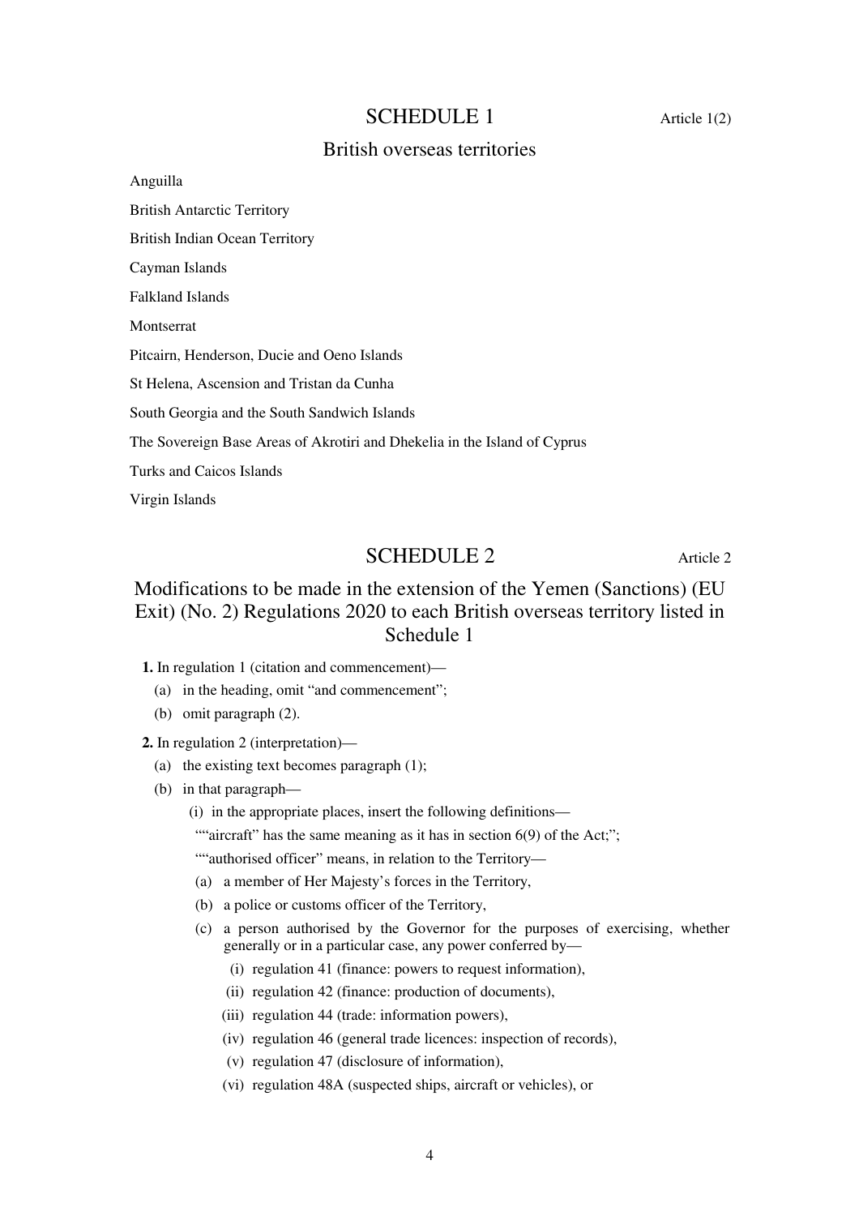## SCHEDULE 1

Article 1(2)

### British overseas territories

Anguilla

British Antarctic Territory

British Indian Ocean Territory

Cayman Islands

Falkland Islands

Montserrat

Pitcairn, Henderson, Ducie and Oeno Islands

St Helena, Ascension and Tristan da Cunha

South Georgia and the South Sandwich Islands

The Sovereign Base Areas of Akrotiri and Dhekelia in the Island of Cyprus

Turks and Caicos Islands

Virgin Islands

## SCHEDULE 2

Article 2

### Modifications to be made in the extension of the Yemen (Sanctions) (EU Exit) (No. 2) Regulations 2020 to each British overseas territory listed in Schedule 1

**1.** In regulation 1 (citation and commencement)—

(a) in the heading, omit "and commencement";

(b) omit paragraph (2).

**2.** In regulation 2 (interpretation)—

(a) the existing text becomes paragraph (1);

(b) in that paragraph—

(i) in the appropriate places, insert the following definitions—

""aircraft" has the same meaning as it has in section 6(9) of the Act;";

""authorised officer" means, in relation to the Territory—

(a) a member of Her Majesty's forces in the Territory,

(b) a police or customs officer of the Territory,

(c) a person authorised by the Governor for the purposes of exercising, whether generally or in a particular case, any power conferred by—

(i) regulation 41 (finance: powers to request information),

(ii) regulation 42 (finance: production of documents),

(iii) regulation 44 (trade: information powers),

(iv) regulation 46 (general trade licences: inspection of records),

(v) regulation 47 (disclosure of information),

(vi) regulation 48A (suspected ships, aircraft or vehicles), or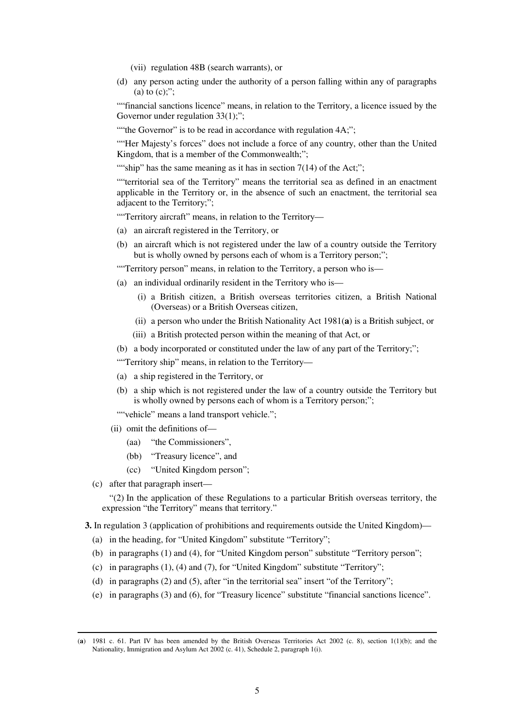(vii) regulation 48B (search warrants), or

(d) any person acting under the authority of a person falling within any of paragraphs (a) to (c);";

""financial sanctions licence" means, in relation to the Territory, a licence issued by the Governor under regulation 33(1);";

""the Governor" is to be read in accordance with regulation 4A;";

""Her Majesty's forces" does not include a force of any country, other than the United Kingdom, that is a member of the Commonwealth;";

""ship" has the same meaning as it has in section 7(14) of the Act;";

""territorial sea of the Territory" means the territorial sea as defined in an enactment applicable in the Territory or, in the absence of such an enactment, the territorial sea adjacent to the Territory;";

""Territory aircraft" means, in relation to the Territory—

(a) an aircraft registered in the Territory, or

(b) an aircraft which is not registered under the law of a country outside the Territory but is wholly owned by persons each of whom is a Territory person;";

""Territory person" means, in relation to the Territory, a person who is—

(a) an individual ordinarily resident in the Territory who is—

(i) a British citizen, a British overseas territories citizen, a British National (Overseas) or a British Overseas citizen,

(ii) a person who under the British Nationality Act 1981(**a**) is a British subject, or

(iii) a British protected person within the meaning of that Act, or

(b) a body incorporated or constituted under the law of any part of the Territory;";

""Territory ship" means, in relation to the Territory—

(a) a ship registered in the Territory, or

(b) a ship which is not registered under the law of a country outside the Territory but is wholly owned by persons each of whom is a Territory person;";

""vehicle" means a land transport vehicle.";

(ii) omit the definitions of—

(aa) "the Commissioners",

(bb) "Treasury licence", and

(cc) "United Kingdom person";

(c) after that paragraph insert—

"(2) In the application of these Regulations to a particular British overseas territory, the expression "the Territory" means that territory."

**3.** In regulation 3 (application of prohibitions and requirements outside the United Kingdom)—

(a) in the heading, for "United Kingdom" substitute "Territory";

(b) in paragraphs (1) and (4), for "United Kingdom person" substitute "Territory person";

(c) in paragraphs (1), (4) and (7), for "United Kingdom" substitute "Territory";

(d) in paragraphs (2) and (5), after "in the territorial sea" insert "of the Territory";

(e) in paragraphs (3) and (6), for "Treasury licence" substitute "financial sanctions licence".

---

(**a**) 1981 c. 61. Part IV has been amended by the British Overseas Territories Act 2002 (c. 8), section 1(1)(b); and the Nationality, Immigration and Asylum Act 2002 (c. 41), Schedule 2, paragraph 1(i).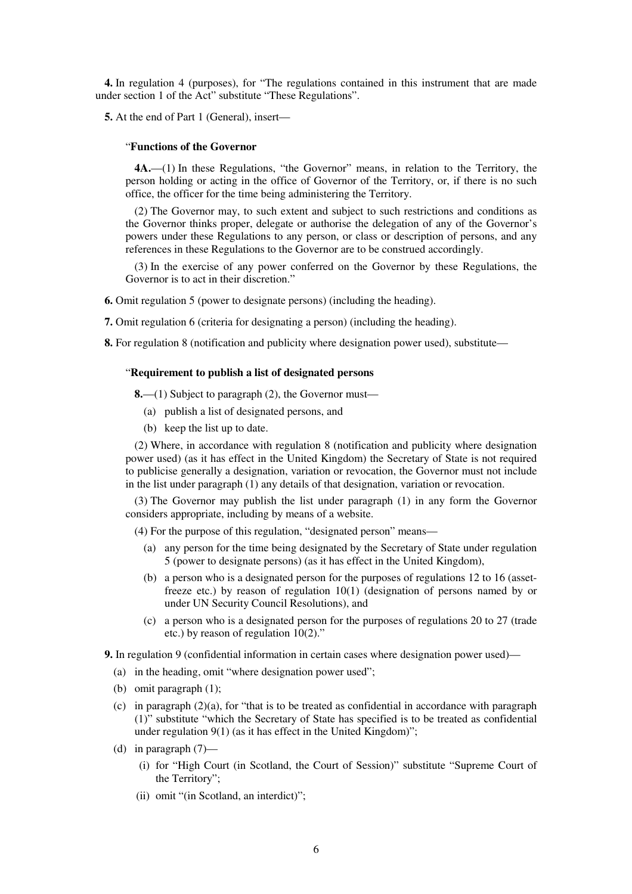**4.** In regulation 4 (purposes), for "The regulations contained in this instrument that are made under section 1 of the Act" substitute "These Regulations".

**5.** At the end of Part 1 (General), insert—

> "**Functions of the Governor**
>
> **4A.**—(1) In these Regulations, "the Governor" means, in relation to the Territory, the person holding or acting in the office of Governor of the Territory, or, if there is no such office, the officer for the time being administering the Territory.
>
> (2) The Governor may, to such extent and subject to such restrictions and conditions as the Governor thinks proper, delegate or authorise the delegation of any of the Governor's powers under these Regulations to any person, or class or description of persons, and any references in these Regulations to the Governor are to be construed accordingly.
>
> (3) In the exercise of any power conferred on the Governor by these Regulations, the Governor is to act in their discretion."

**6.** Omit regulation 5 (power to designate persons) (including the heading).

**7.** Omit regulation 6 (criteria for designating a person) (including the heading).

**8.** For regulation 8 (notification and publicity where designation power used), substitute—

> "**Requirement to publish a list of designated persons**
>
> **8.**—(1) Subject to paragraph (2), the Governor must—
>
> (a) publish a list of designated persons, and
>
> (b) keep the list up to date.
>
> (2) Where, in accordance with regulation 8 (notification and publicity where designation power used) (as it has effect in the United Kingdom) the Secretary of State is not required to publicise generally a designation, variation or revocation, the Governor must not include in the list under paragraph (1) any details of that designation, variation or revocation.
>
> (3) The Governor may publish the list under paragraph (1) in any form the Governor considers appropriate, including by means of a website.
>
> (4) For the purpose of this regulation, "designated person" means—
>
> (a) any person for the time being designated by the Secretary of State under regulation 5 (power to designate persons) (as it has effect in the United Kingdom),
>
> (b) a person who is a designated person for the purposes of regulations 12 to 16 (asset-freeze etc.) by reason of regulation 10(1) (designation of persons named by or under UN Security Council Resolutions), and
>
> (c) a person who is a designated person for the purposes of regulations 20 to 27 (trade etc.) by reason of regulation 10(2)."

**9.** In regulation 9 (confidential information in certain cases where designation power used)—

(a) in the heading, omit "where designation power used";

(b) omit paragraph (1);

(c) in paragraph (2)(a), for "that is to be treated as confidential in accordance with paragraph (1)" substitute "which the Secretary of State has specified is to be treated as confidential under regulation 9(1) (as it has effect in the United Kingdom)";

(d) in paragraph (7)—

(i) for "High Court (in Scotland, the Court of Session)" substitute "Supreme Court of the Territory";

(ii) omit "(in Scotland, an interdict)";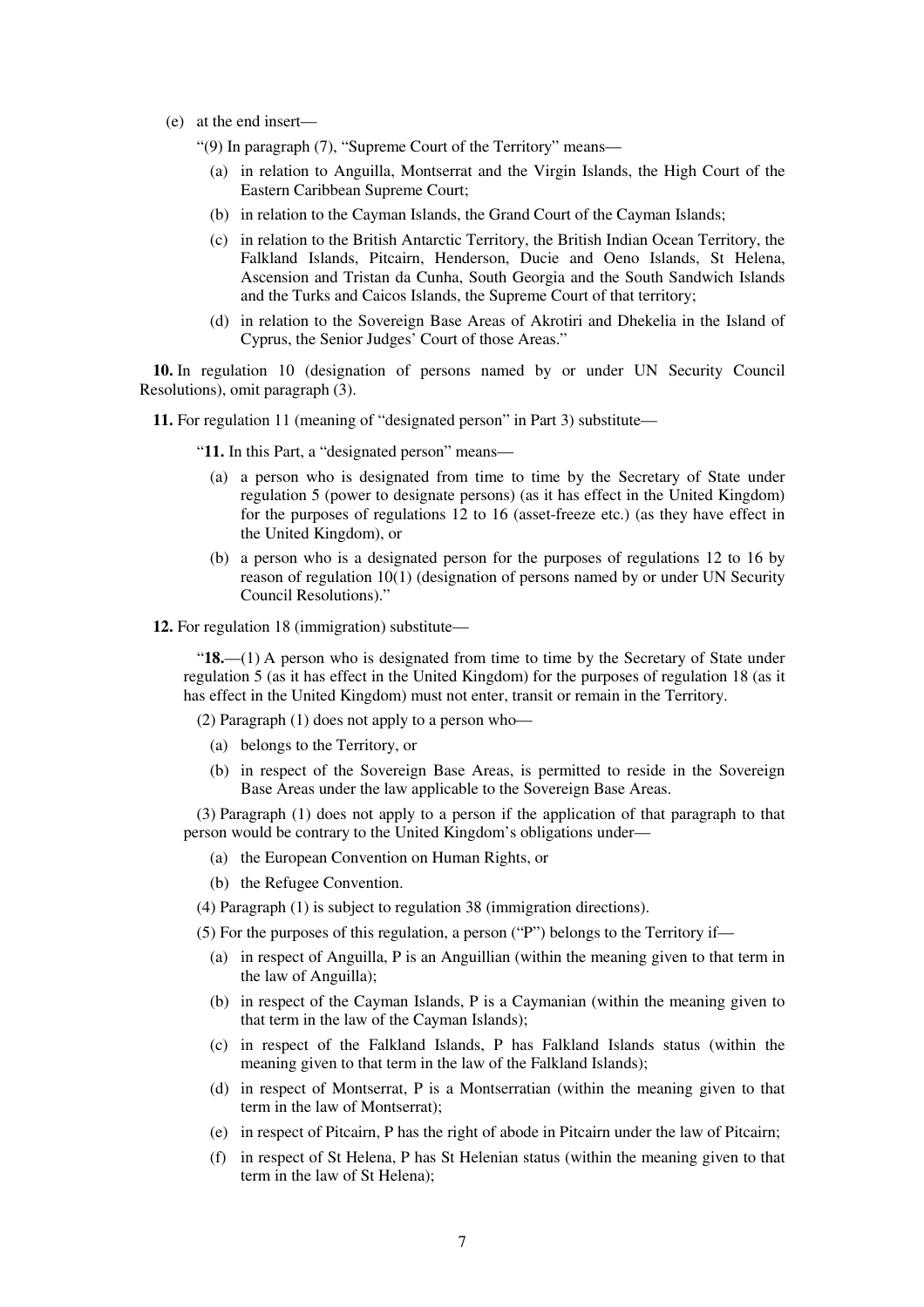(e) at the end insert—

"(9) In paragraph (7), "Supreme Court of the Territory" means—

(a) in relation to Anguilla, Montserrat and the Virgin Islands, the High Court of the Eastern Caribbean Supreme Court;

(b) in relation to the Cayman Islands, the Grand Court of the Cayman Islands;

(c) in relation to the British Antarctic Territory, the British Indian Ocean Territory, the Falkland Islands, Pitcairn, Henderson, Ducie and Oeno Islands, St Helena, Ascension and Tristan da Cunha, South Georgia and the South Sandwich Islands and the Turks and Caicos Islands, the Supreme Court of that territory;

(d) in relation to the Sovereign Base Areas of Akrotiri and Dhekelia in the Island of Cyprus, the Senior Judges' Court of those Areas."

**10.** In regulation 10 (designation of persons named by or under UN Security Council Resolutions), omit paragraph (3).

**11.** For regulation 11 (meaning of "designated person" in Part 3) substitute—

"**11.** In this Part, a "designated person" means—

(a) a person who is designated from time to time by the Secretary of State under regulation 5 (power to designate persons) (as it has effect in the United Kingdom) for the purposes of regulations 12 to 16 (asset-freeze etc.) (as they have effect in the United Kingdom), or

(b) a person who is a designated person for the purposes of regulations 12 to 16 by reason of regulation 10(1) (designation of persons named by or under UN Security Council Resolutions)."

**12.** For regulation 18 (immigration) substitute—

"**18.**—(1) A person who is designated from time to time by the Secretary of State under regulation 5 (as it has effect in the United Kingdom) for the purposes of regulation 18 (as it has effect in the United Kingdom) must not enter, transit or remain in the Territory.

(2) Paragraph (1) does not apply to a person who—

(a) belongs to the Territory, or

(b) in respect of the Sovereign Base Areas, is permitted to reside in the Sovereign Base Areas under the law applicable to the Sovereign Base Areas.

(3) Paragraph (1) does not apply to a person if the application of that paragraph to that person would be contrary to the United Kingdom's obligations under—

(a) the European Convention on Human Rights, or

(b) the Refugee Convention.

(4) Paragraph (1) is subject to regulation 38 (immigration directions).

(5) For the purposes of this regulation, a person ("P") belongs to the Territory if—

(a) in respect of Anguilla, P is an Anguillian (within the meaning given to that term in the law of Anguilla);

(b) in respect of the Cayman Islands, P is a Caymanian (within the meaning given to that term in the law of the Cayman Islands);

(c) in respect of the Falkland Islands, P has Falkland Islands status (within the meaning given to that term in the law of the Falkland Islands);

(d) in respect of Montserrat, P is a Montserratian (within the meaning given to that term in the law of Montserrat);

(e) in respect of Pitcairn, P has the right of abode in Pitcairn under the law of Pitcairn;

(f) in respect of St Helena, P has St Helenian status (within the meaning given to that term in the law of St Helena);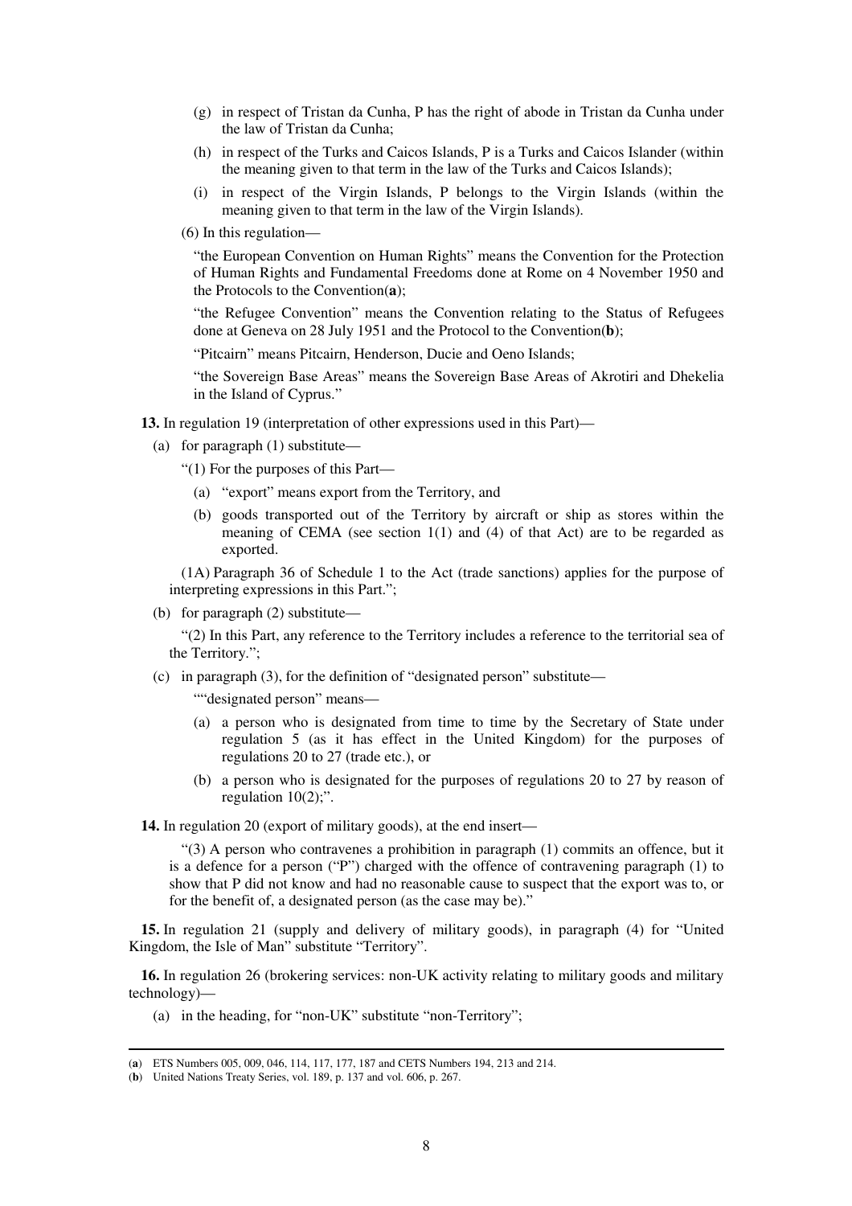(g) in respect of Tristan da Cunha, P has the right of abode in Tristan da Cunha under the law of Tristan da Cunha;

(h) in respect of the Turks and Caicos Islands, P is a Turks and Caicos Islander (within the meaning given to that term in the law of the Turks and Caicos Islands);

(i) in respect of the Virgin Islands, P belongs to the Virgin Islands (within the meaning given to that term in the law of the Virgin Islands).

(6) In this regulation—

"the European Convention on Human Rights" means the Convention for the Protection of Human Rights and Fundamental Freedoms done at Rome on 4 November 1950 and the Protocols to the Convention(**a**);

"the Refugee Convention" means the Convention relating to the Status of Refugees done at Geneva on 28 July 1951 and the Protocol to the Convention(**b**);

"Pitcairn" means Pitcairn, Henderson, Ducie and Oeno Islands;

"the Sovereign Base Areas" means the Sovereign Base Areas of Akrotiri and Dhekelia in the Island of Cyprus."

**13.** In regulation 19 (interpretation of other expressions used in this Part)—

(a) for paragraph (1) substitute—

"(1) For the purposes of this Part—

(a) "export" means export from the Territory, and

(b) goods transported out of the Territory by aircraft or ship as stores within the meaning of CEMA (see section 1(1) and (4) of that Act) are to be regarded as exported.

(1A) Paragraph 36 of Schedule 1 to the Act (trade sanctions) applies for the purpose of interpreting expressions in this Part.";

(b) for paragraph (2) substitute—

"(2) In this Part, any reference to the Territory includes a reference to the territorial sea of the Territory.";

(c) in paragraph (3), for the definition of "designated person" substitute—

""designated person" means—

(a) a person who is designated from time to time by the Secretary of State under regulation 5 (as it has effect in the United Kingdom) for the purposes of regulations 20 to 27 (trade etc.), or

(b) a person who is designated for the purposes of regulations 20 to 27 by reason of regulation 10(2);".

**14.** In regulation 20 (export of military goods), at the end insert—

"(3) A person who contravenes a prohibition in paragraph (1) commits an offence, but it is a defence for a person ("P") charged with the offence of contravening paragraph (1) to show that P did not know and had no reasonable cause to suspect that the export was to, or for the benefit of, a designated person (as the case may be)."

**15.** In regulation 21 (supply and delivery of military goods), in paragraph (4) for "United Kingdom, the Isle of Man" substitute "Territory".

**16.** In regulation 26 (brokering services: non-UK activity relating to military goods and military technology)—

(a) in the heading, for "non-UK" substitute "non-Territory";

---

(**a**) ETS Numbers 005, 009, 046, 114, 117, 177, 187 and CETS Numbers 194, 213 and 214.

(**b**) United Nations Treaty Series, vol. 189, p. 137 and vol. 606, p. 267.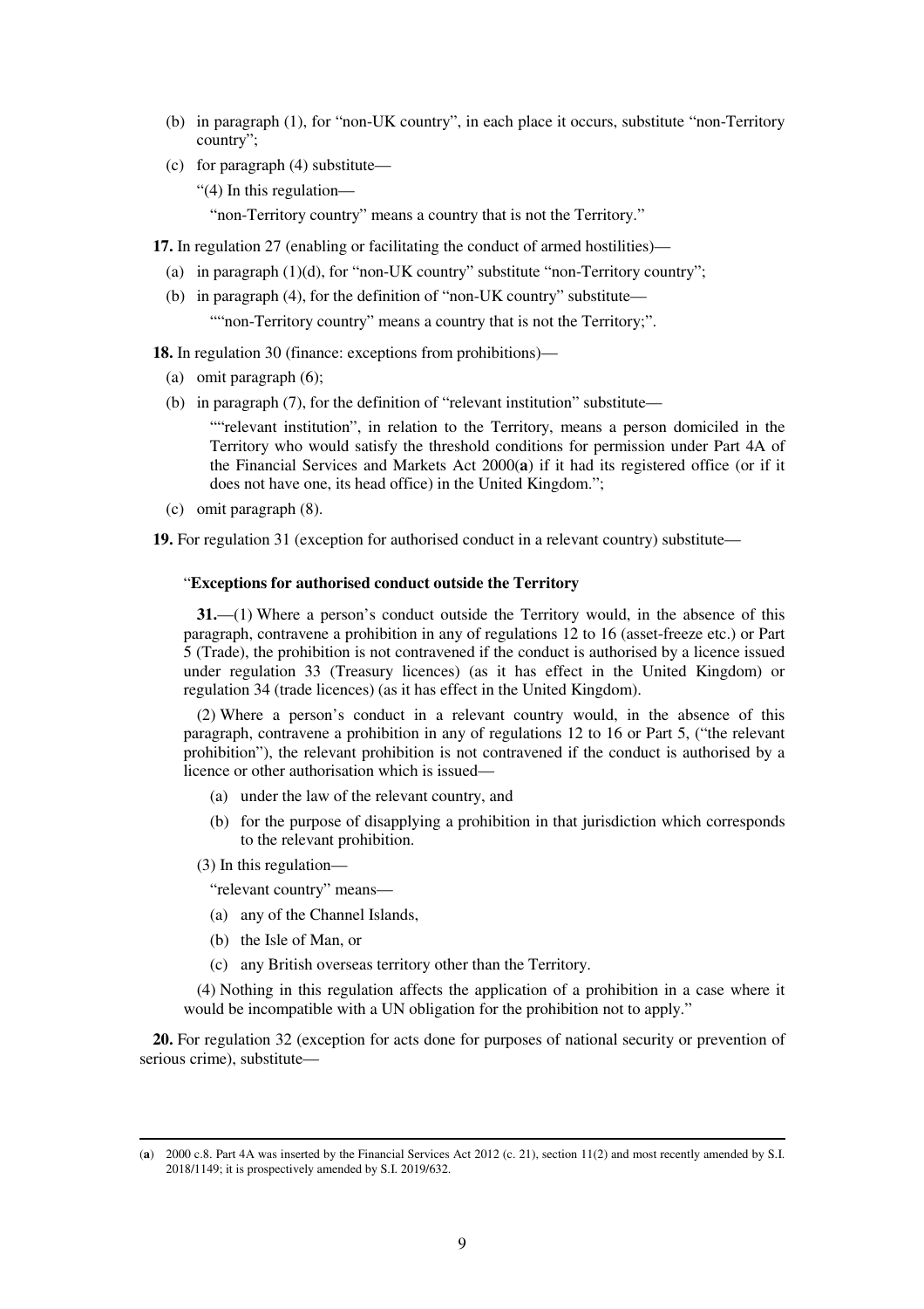(b) in paragraph (1), for "non-UK country", in each place it occurs, substitute "non-Territory country";

(c) for paragraph (4) substitute—

"(4) In this regulation—

"non-Territory country" means a country that is not the Territory."

**17.** In regulation 27 (enabling or facilitating the conduct of armed hostilities)—

(a) in paragraph (1)(d), for "non-UK country" substitute "non-Territory country";

(b) in paragraph (4), for the definition of "non-UK country" substitute—

""non-Territory country" means a country that is not the Territory;".

**18.** In regulation 30 (finance: exceptions from prohibitions)—

(a) omit paragraph (6);

(b) in paragraph (7), for the definition of "relevant institution" substitute—

""relevant institution", in relation to the Territory, means a person domiciled in the Territory who would satisfy the threshold conditions for permission under Part 4A of the Financial Services and Markets Act 2000(**a**) if it had its registered office (or if it does not have one, its head office) in the United Kingdom.";

(c) omit paragraph (8).

**19.** For regulation 31 (exception for authorised conduct in a relevant country) substitute—

"**Exceptions for authorised conduct outside the Territory**

**31.**—(1) Where a person's conduct outside the Territory would, in the absence of this paragraph, contravene a prohibition in any of regulations 12 to 16 (asset-freeze etc.) or Part 5 (Trade), the prohibition is not contravened if the conduct is authorised by a licence issued under regulation 33 (Treasury licences) (as it has effect in the United Kingdom) or regulation 34 (trade licences) (as it has effect in the United Kingdom).

(2) Where a person's conduct in a relevant country would, in the absence of this paragraph, contravene a prohibition in any of regulations 12 to 16 or Part 5, ("the relevant prohibition"), the relevant prohibition is not contravened if the conduct is authorised by a licence or other authorisation which is issued—

(a) under the law of the relevant country, and

(b) for the purpose of disapplying a prohibition in that jurisdiction which corresponds to the relevant prohibition.

(3) In this regulation—

"relevant country" means—

(a) any of the Channel Islands,

(b) the Isle of Man, or

(c) any British overseas territory other than the Territory.

(4) Nothing in this regulation affects the application of a prohibition in a case where it would be incompatible with a UN obligation for the prohibition not to apply."

**20.** For regulation 32 (exception for acts done for purposes of national security or prevention of serious crime), substitute—

---

(**a**) 2000 c.8. Part 4A was inserted by the Financial Services Act 2012 (c. 21), section 11(2) and most recently amended by S.I. 2018/1149; it is prospectively amended by S.I. 2019/632.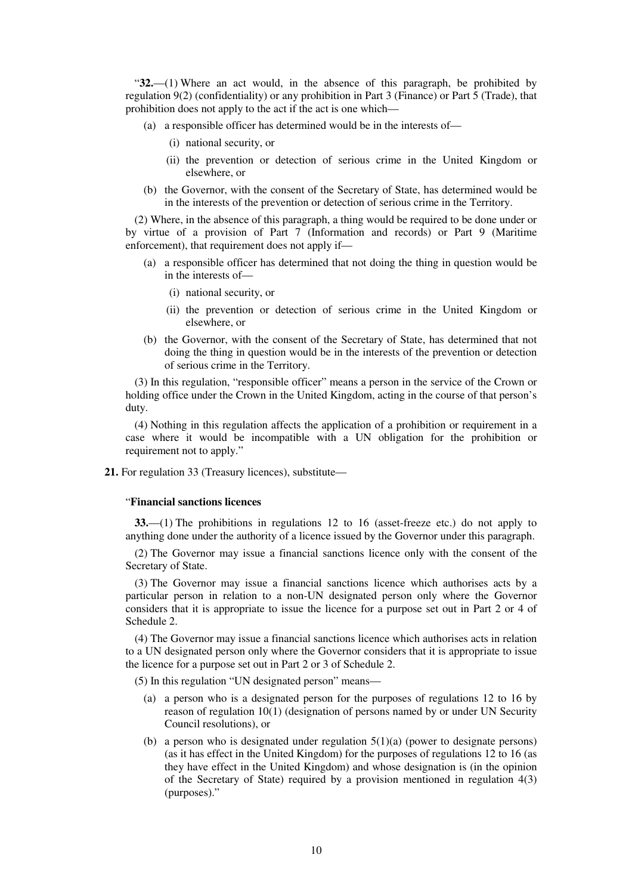"**32.**—(1) Where an act would, in the absence of this paragraph, be prohibited by regulation 9(2) (confidentiality) or any prohibition in Part 3 (Finance) or Part 5 (Trade), that prohibition does not apply to the act if the act is one which—

(a) a responsible officer has determined would be in the interests of—

(i) national security, or

(ii) the prevention or detection of serious crime in the United Kingdom or elsewhere, or

(b) the Governor, with the consent of the Secretary of State, has determined would be in the interests of the prevention or detection of serious crime in the Territory.

(2) Where, in the absence of this paragraph, a thing would be required to be done under or by virtue of a provision of Part 7 (Information and records) or Part 9 (Maritime enforcement), that requirement does not apply if—

(a) a responsible officer has determined that not doing the thing in question would be in the interests of—

(i) national security, or

(ii) the prevention or detection of serious crime in the United Kingdom or elsewhere, or

(b) the Governor, with the consent of the Secretary of State, has determined that not doing the thing in question would be in the interests of the prevention or detection of serious crime in the Territory.

(3) In this regulation, "responsible officer" means a person in the service of the Crown or holding office under the Crown in the United Kingdom, acting in the course of that person's duty.

(4) Nothing in this regulation affects the application of a prohibition or requirement in a case where it would be incompatible with a UN obligation for the prohibition or requirement not to apply."

**21.** For regulation 33 (Treasury licences), substitute—

"**Financial sanctions licences**

**33.**—(1) The prohibitions in regulations 12 to 16 (asset-freeze etc.) do not apply to anything done under the authority of a licence issued by the Governor under this paragraph.

(2) The Governor may issue a financial sanctions licence only with the consent of the Secretary of State.

(3) The Governor may issue a financial sanctions licence which authorises acts by a particular person in relation to a non-UN designated person only where the Governor considers that it is appropriate to issue the licence for a purpose set out in Part 2 or 4 of Schedule 2.

(4) The Governor may issue a financial sanctions licence which authorises acts in relation to a UN designated person only where the Governor considers that it is appropriate to issue the licence for a purpose set out in Part 2 or 3 of Schedule 2.

(5) In this regulation "UN designated person" means—

(a) a person who is a designated person for the purposes of regulations 12 to 16 by reason of regulation 10(1) (designation of persons named by or under UN Security Council resolutions), or

(b) a person who is designated under regulation 5(1)(a) (power to designate persons) (as it has effect in the United Kingdom) for the purposes of regulations 12 to 16 (as they have effect in the United Kingdom) and whose designation is (in the opinion of the Secretary of State) required by a provision mentioned in regulation 4(3) (purposes)."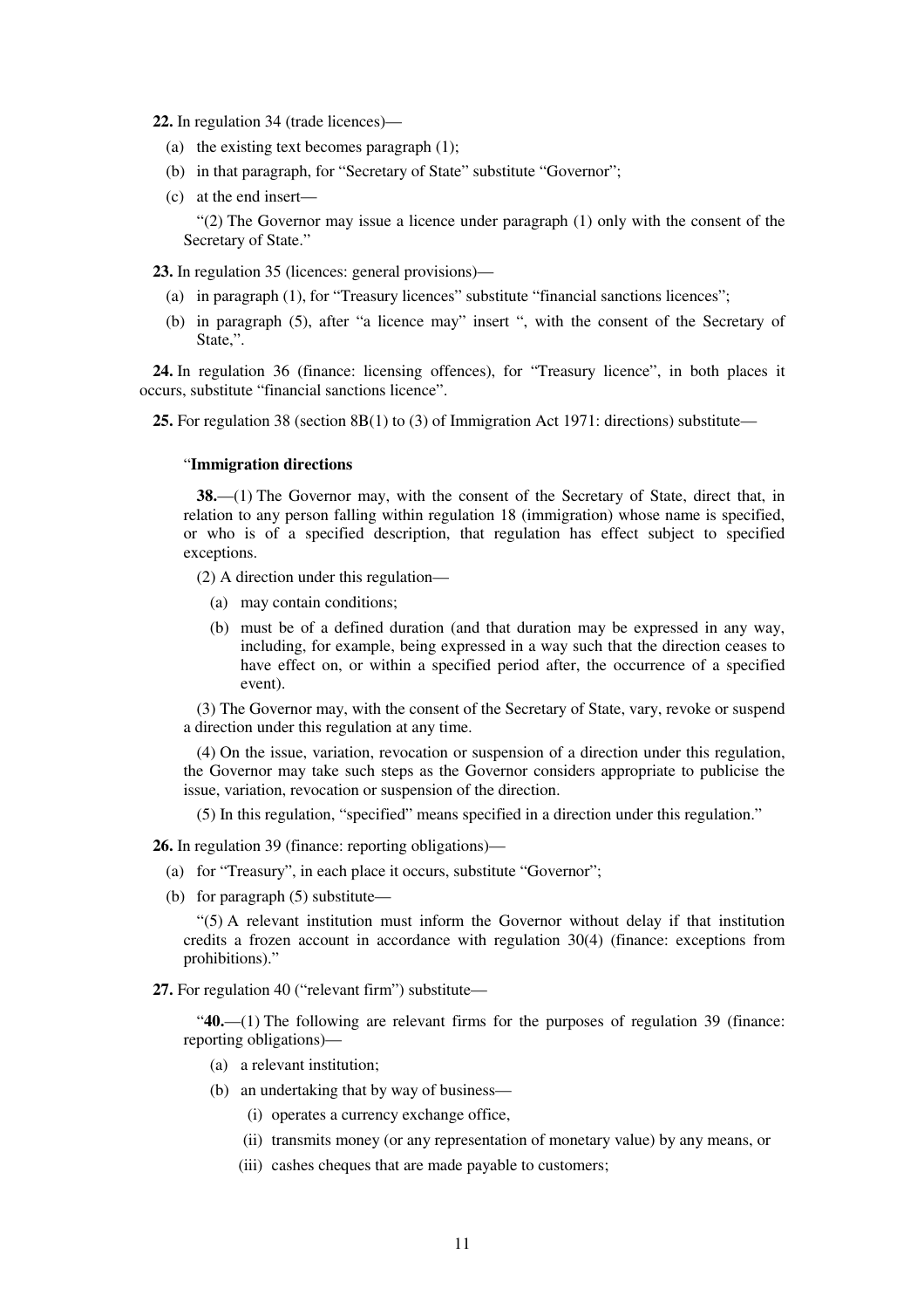**22.** In regulation 34 (trade licences)—

(a) the existing text becomes paragraph (1);

(b) in that paragraph, for "Secretary of State" substitute "Governor";

(c) at the end insert—

"(2) The Governor may issue a licence under paragraph (1) only with the consent of the Secretary of State."

**23.** In regulation 35 (licences: general provisions)—

(a) in paragraph (1), for "Treasury licences" substitute "financial sanctions licences";

(b) in paragraph (5), after "a licence may" insert ", with the consent of the Secretary of State,".

**24.** In regulation 36 (finance: licensing offences), for "Treasury licence", in both places it occurs, substitute "financial sanctions licence".

**25.** For regulation 38 (section 8B(1) to (3) of Immigration Act 1971: directions) substitute—

"**Immigration directions**

**38.**—(1) The Governor may, with the consent of the Secretary of State, direct that, in relation to any person falling within regulation 18 (immigration) whose name is specified, or who is of a specified description, that regulation has effect subject to specified exceptions.

(2) A direction under this regulation—

(a) may contain conditions;

(b) must be of a defined duration (and that duration may be expressed in any way, including, for example, being expressed in a way such that the direction ceases to have effect on, or within a specified period after, the occurrence of a specified event).

(3) The Governor may, with the consent of the Secretary of State, vary, revoke or suspend a direction under this regulation at any time.

(4) On the issue, variation, revocation or suspension of a direction under this regulation, the Governor may take such steps as the Governor considers appropriate to publicise the issue, variation, revocation or suspension of the direction.

(5) In this regulation, "specified" means specified in a direction under this regulation."

**26.** In regulation 39 (finance: reporting obligations)—

(a) for "Treasury", in each place it occurs, substitute "Governor";

(b) for paragraph (5) substitute—

"(5) A relevant institution must inform the Governor without delay if that institution credits a frozen account in accordance with regulation 30(4) (finance: exceptions from prohibitions)."

**27.** For regulation 40 ("relevant firm") substitute—

"**40.**—(1) The following are relevant firms for the purposes of regulation 39 (finance: reporting obligations)—

(a) a relevant institution;

(b) an undertaking that by way of business—

(i) operates a currency exchange office,

(ii) transmits money (or any representation of monetary value) by any means, or

(iii) cashes cheques that are made payable to customers;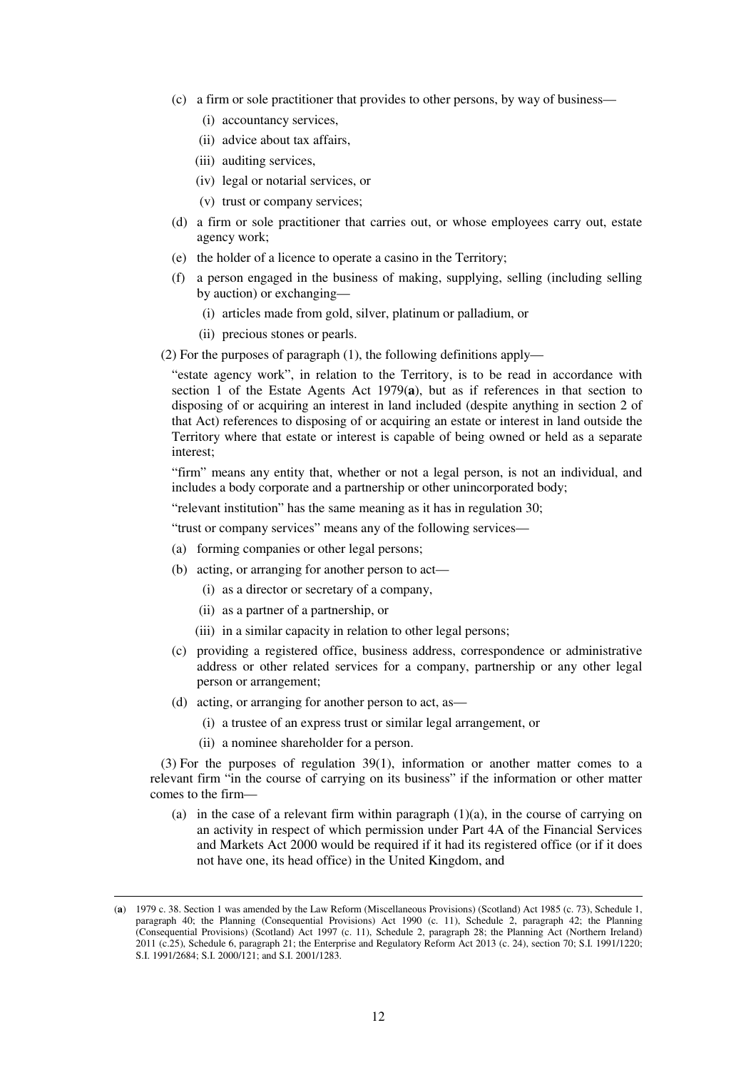(c) a firm or sole practitioner that provides to other persons, by way of business—

(i) accountancy services,

(ii) advice about tax affairs,

(iii) auditing services,

(iv) legal or notarial services, or

(v) trust or company services;

(d) a firm or sole practitioner that carries out, or whose employees carry out, estate agency work;

(e) the holder of a licence to operate a casino in the Territory;

(f) a person engaged in the business of making, supplying, selling (including selling by auction) or exchanging—

(i) articles made from gold, silver, platinum or palladium, or

(ii) precious stones or pearls.

(2) For the purposes of paragraph (1), the following definitions apply—

"estate agency work", in relation to the Territory, is to be read in accordance with section 1 of the Estate Agents Act 1979(**a**), but as if references in that section to disposing of or acquiring an interest in land included (despite anything in section 2 of that Act) references to disposing of or acquiring an estate or interest in land outside the Territory where that estate or interest is capable of being owned or held as a separate interest;

"firm" means any entity that, whether or not a legal person, is not an individual, and includes a body corporate and a partnership or other unincorporated body;

"relevant institution" has the same meaning as it has in regulation 30;

"trust or company services" means any of the following services—

(a) forming companies or other legal persons;

(b) acting, or arranging for another person to act—

(i) as a director or secretary of a company,

(ii) as a partner of a partnership, or

(iii) in a similar capacity in relation to other legal persons;

(c) providing a registered office, business address, correspondence or administrative address or other related services for a company, partnership or any other legal person or arrangement;

(d) acting, or arranging for another person to act, as—

(i) a trustee of an express trust or similar legal arrangement, or

(ii) a nominee shareholder for a person.

(3) For the purposes of regulation 39(1), information or another matter comes to a relevant firm "in the course of carrying on its business" if the information or other matter comes to the firm—

(a) in the case of a relevant firm within paragraph (1)(a), in the course of carrying on an activity in respect of which permission under Part 4A of the Financial Services and Markets Act 2000 would be required if it had its registered office (or if it does not have one, its head office) in the United Kingdom, and

---

(**a**) 1979 c. 38. Section 1 was amended by the Law Reform (Miscellaneous Provisions) (Scotland) Act 1985 (c. 73), Schedule 1, paragraph 40; the Planning (Consequential Provisions) Act 1990 (c. 11), Schedule 2, paragraph 42; the Planning (Consequential Provisions) (Scotland) Act 1997 (c. 11), Schedule 2, paragraph 28; the Planning Act (Northern Ireland) 2011 (c.25), Schedule 6, paragraph 21; the Enterprise and Regulatory Reform Act 2013 (c. 24), section 70; S.I. 1991/1220; S.I. 1991/2684; S.I. 2000/121; and S.I. 2001/1283.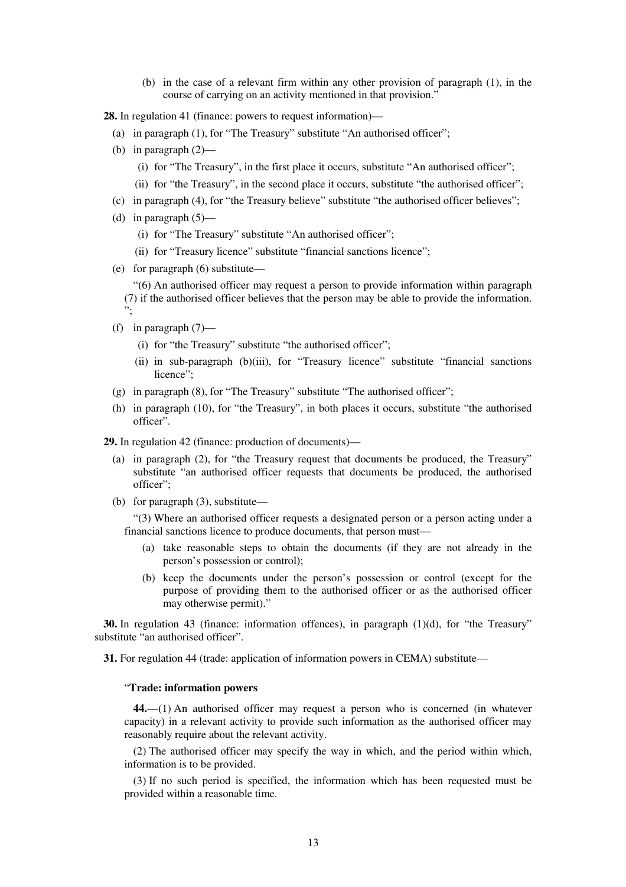(b) in the case of a relevant firm within any other provision of paragraph (1), in the course of carrying on an activity mentioned in that provision."

**28.** In regulation 41 (finance: powers to request information)—

(a) in paragraph (1), for "The Treasury" substitute "An authorised officer";

(b) in paragraph (2)—

(i) for "The Treasury", in the first place it occurs, substitute "An authorised officer";

(ii) for "the Treasury", in the second place it occurs, substitute "the authorised officer";

(c) in paragraph (4), for "the Treasury believe" substitute "the authorised officer believes";

(d) in paragraph (5)—

(i) for "The Treasury" substitute "An authorised officer";

(ii) for "Treasury licence" substitute "financial sanctions licence";

(e) for paragraph (6) substitute—

"(6) An authorised officer may request a person to provide information within paragraph (7) if the authorised officer believes that the person may be able to provide the information.";

(f) in paragraph (7)—

(i) for "the Treasury" substitute "the authorised officer";

(ii) in sub-paragraph (b)(iii), for "Treasury licence" substitute "financial sanctions licence";

(g) in paragraph (8), for "The Treasury" substitute "The authorised officer";

(h) in paragraph (10), for "the Treasury", in both places it occurs, substitute "the authorised officer".

**29.** In regulation 42 (finance: production of documents)—

(a) in paragraph (2), for "the Treasury request that documents be produced, the Treasury" substitute "an authorised officer requests that documents be produced, the authorised officer";

(b) for paragraph (3), substitute—

"(3) Where an authorised officer requests a designated person or a person acting under a financial sanctions licence to produce documents, that person must—

(a) take reasonable steps to obtain the documents (if they are not already in the person's possession or control);

(b) keep the documents under the person's possession or control (except for the purpose of providing them to the authorised officer or as the authorised officer may otherwise permit)."

**30.** In regulation 43 (finance: information offences), in paragraph (1)(d), for "the Treasury" substitute "an authorised officer".

**31.** For regulation 44 (trade: application of information powers in CEMA) substitute—

"**Trade: information powers**

**44.**—(1) An authorised officer may request a person who is concerned (in whatever capacity) in a relevant activity to provide such information as the authorised officer may reasonably require about the relevant activity.

(2) The authorised officer may specify the way in which, and the period within which, information is to be provided.

(3) If no such period is specified, the information which has been requested must be provided within a reasonable time.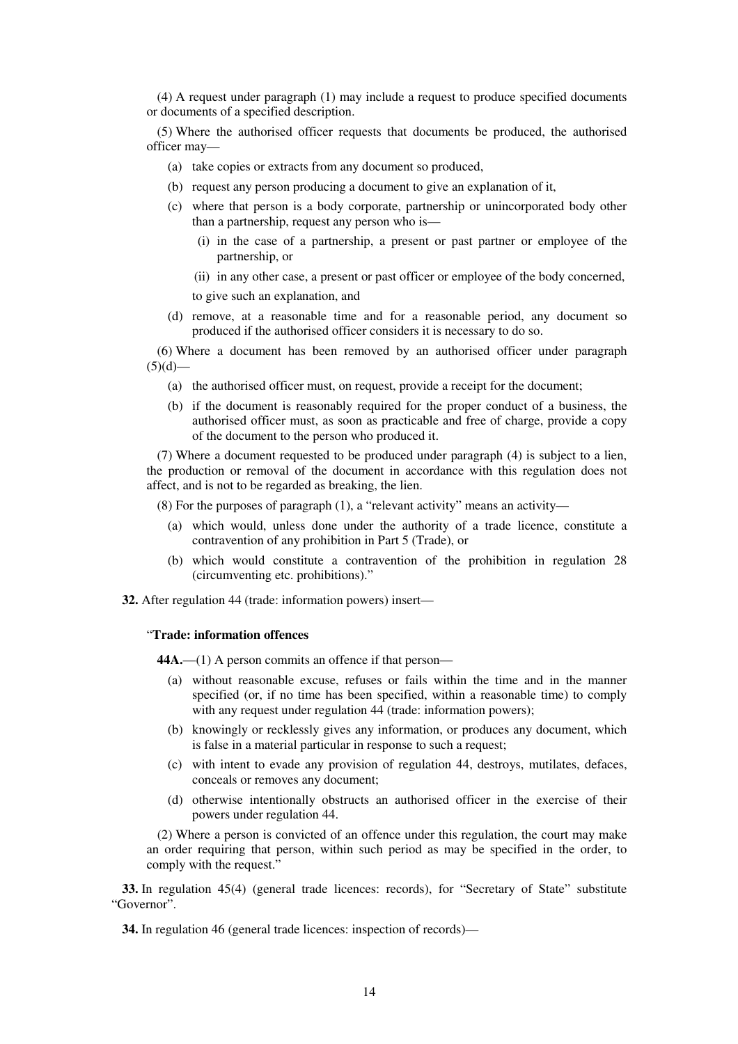(4) A request under paragraph (1) may include a request to produce specified documents or documents of a specified description.

(5) Where the authorised officer requests that documents be produced, the authorised officer may—

- (a) take copies or extracts from any document so produced,
- (b) request any person producing a document to give an explanation of it,
- (c) where that person is a body corporate, partnership or unincorporated body other than a partnership, request any person who is—
  - (i) in the case of a partnership, a present or past partner or employee of the partnership, or
  - (ii) in any other case, a present or past officer or employee of the body concerned,

  to give such an explanation, and
- (d) remove, at a reasonable time and for a reasonable period, any document so produced if the authorised officer considers it is necessary to do so.

(6) Where a document has been removed by an authorised officer under paragraph (5)(d)—

- (a) the authorised officer must, on request, provide a receipt for the document;
- (b) if the document is reasonably required for the proper conduct of a business, the authorised officer must, as soon as practicable and free of charge, provide a copy of the document to the person who produced it.

(7) Where a document requested to be produced under paragraph (4) is subject to a lien, the production or removal of the document in accordance with this regulation does not affect, and is not to be regarded as breaking, the lien.

(8) For the purposes of paragraph (1), a "relevant activity" means an activity—

- (a) which would, unless done under the authority of a trade licence, constitute a contravention of any prohibition in Part 5 (Trade), or
- (b) which would constitute a contravention of the prohibition in regulation 28 (circumventing etc. prohibitions)."

**32.** After regulation 44 (trade: information powers) insert—

"**Trade: information offences**

**44A.**—(1) A person commits an offence if that person—

- (a) without reasonable excuse, refuses or fails within the time and in the manner specified (or, if no time has been specified, within a reasonable time) to comply with any request under regulation 44 (trade: information powers);
- (b) knowingly or recklessly gives any information, or produces any document, which is false in a material particular in response to such a request;
- (c) with intent to evade any provision of regulation 44, destroys, mutilates, defaces, conceals or removes any document;
- (d) otherwise intentionally obstructs an authorised officer in the exercise of their powers under regulation 44.

(2) Where a person is convicted of an offence under this regulation, the court may make an order requiring that person, within such period as may be specified in the order, to comply with the request."

**33.** In regulation 45(4) (general trade licences: records), for "Secretary of State" substitute "Governor".

**34.** In regulation 46 (general trade licences: inspection of records)—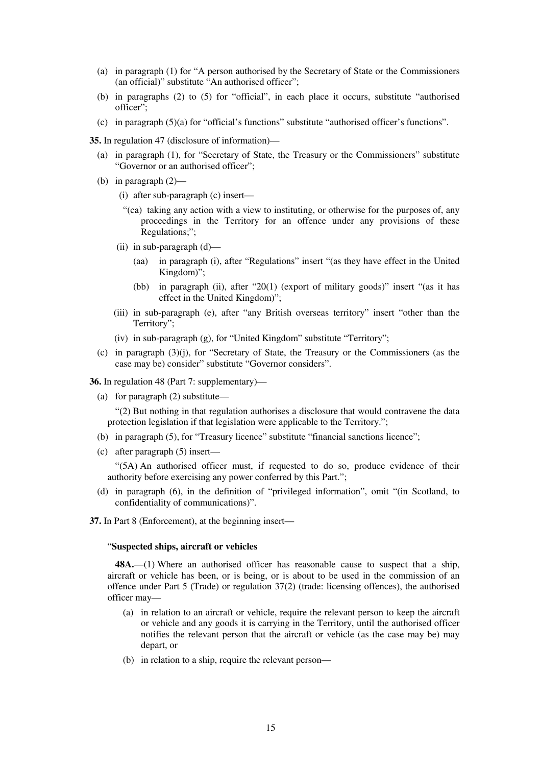(a) in paragraph (1) for "A person authorised by the Secretary of State or the Commissioners (an official)" substitute "An authorised officer";

(b) in paragraphs (2) to (5) for "official", in each place it occurs, substitute "authorised officer";

(c) in paragraph (5)(a) for "official's functions" substitute "authorised officer's functions".

**35.** In regulation 47 (disclosure of information)—

(a) in paragraph (1), for "Secretary of State, the Treasury or the Commissioners" substitute "Governor or an authorised officer";

(b) in paragraph (2)—

(i) after sub-paragraph (c) insert—

"(ca) taking any action with a view to instituting, or otherwise for the purposes of, any proceedings in the Territory for an offence under any provisions of these Regulations;";

(ii) in sub-paragraph (d)—

(aa) in paragraph (i), after "Regulations" insert "(as they have effect in the United Kingdom)";

(bb) in paragraph (ii), after "20(1) (export of military goods)" insert "(as it has effect in the United Kingdom)";

(iii) in sub-paragraph (e), after "any British overseas territory" insert "other than the Territory";

(iv) in sub-paragraph (g), for "United Kingdom" substitute "Territory";

(c) in paragraph (3)(j), for "Secretary of State, the Treasury or the Commissioners (as the case may be) consider" substitute "Governor considers".

**36.** In regulation 48 (Part 7: supplementary)—

(a) for paragraph (2) substitute—

"(2) But nothing in that regulation authorises a disclosure that would contravene the data protection legislation if that legislation were applicable to the Territory.";

(b) in paragraph (5), for "Treasury licence" substitute "financial sanctions licence";

(c) after paragraph (5) insert—

"(5A) An authorised officer must, if requested to do so, produce evidence of their authority before exercising any power conferred by this Part.";

(d) in paragraph (6), in the definition of "privileged information", omit "(in Scotland, to confidentiality of communications)".

**37.** In Part 8 (Enforcement), at the beginning insert—

"**Suspected ships, aircraft or vehicles**

**48A.**—(1) Where an authorised officer has reasonable cause to suspect that a ship, aircraft or vehicle has been, or is being, or is about to be used in the commission of an offence under Part 5 (Trade) or regulation 37(2) (trade: licensing offences), the authorised officer may—

(a) in relation to an aircraft or vehicle, require the relevant person to keep the aircraft or vehicle and any goods it is carrying in the Territory, until the authorised officer notifies the relevant person that the aircraft or vehicle (as the case may be) may depart, or

(b) in relation to a ship, require the relevant person—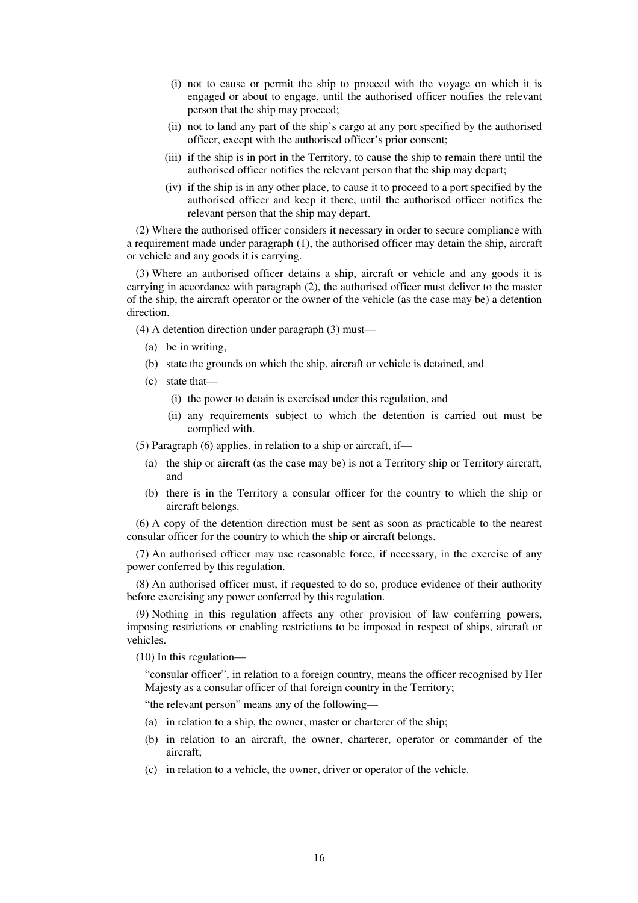(i) not to cause or permit the ship to proceed with the voyage on which it is engaged or about to engage, until the authorised officer notifies the relevant person that the ship may proceed;

(ii) not to land any part of the ship's cargo at any port specified by the authorised officer, except with the authorised officer's prior consent;

(iii) if the ship is in port in the Territory, to cause the ship to remain there until the authorised officer notifies the relevant person that the ship may depart;

(iv) if the ship is in any other place, to cause it to proceed to a port specified by the authorised officer and keep it there, until the authorised officer notifies the relevant person that the ship may depart.

(2) Where the authorised officer considers it necessary in order to secure compliance with a requirement made under paragraph (1), the authorised officer may detain the ship, aircraft or vehicle and any goods it is carrying.

(3) Where an authorised officer detains a ship, aircraft or vehicle and any goods it is carrying in accordance with paragraph (2), the authorised officer must deliver to the master of the ship, the aircraft operator or the owner of the vehicle (as the case may be) a detention direction.

(4) A detention direction under paragraph (3) must—

(a) be in writing,

(b) state the grounds on which the ship, aircraft or vehicle is detained, and

(c) state that—

(i) the power to detain is exercised under this regulation, and

(ii) any requirements subject to which the detention is carried out must be complied with.

(5) Paragraph (6) applies, in relation to a ship or aircraft, if—

(a) the ship or aircraft (as the case may be) is not a Territory ship or Territory aircraft, and

(b) there is in the Territory a consular officer for the country to which the ship or aircraft belongs.

(6) A copy of the detention direction must be sent as soon as practicable to the nearest consular officer for the country to which the ship or aircraft belongs.

(7) An authorised officer may use reasonable force, if necessary, in the exercise of any power conferred by this regulation.

(8) An authorised officer must, if requested to do so, produce evidence of their authority before exercising any power conferred by this regulation.

(9) Nothing in this regulation affects any other provision of law conferring powers, imposing restrictions or enabling restrictions to be imposed in respect of ships, aircraft or vehicles.

(10) In this regulation—

"consular officer", in relation to a foreign country, means the officer recognised by Her Majesty as a consular officer of that foreign country in the Territory;

"the relevant person" means any of the following—

(a) in relation to a ship, the owner, master or charterer of the ship;

(b) in relation to an aircraft, the owner, charterer, operator or commander of the aircraft;

(c) in relation to a vehicle, the owner, driver or operator of the vehicle.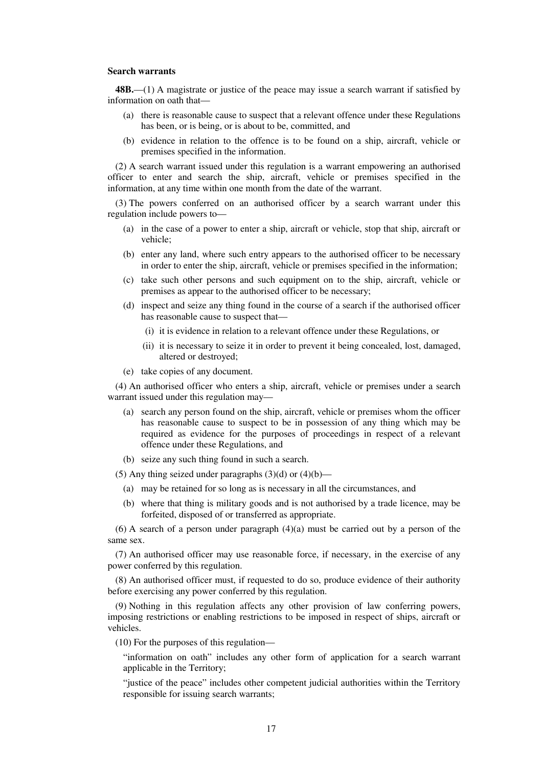**Search warrants**

**48B.**—(1) A magistrate or justice of the peace may issue a search warrant if satisfied by information on oath that—

(a) there is reasonable cause to suspect that a relevant offence under these Regulations has been, or is being, or is about to be, committed, and

(b) evidence in relation to the offence is to be found on a ship, aircraft, vehicle or premises specified in the information.

(2) A search warrant issued under this regulation is a warrant empowering an authorised officer to enter and search the ship, aircraft, vehicle or premises specified in the information, at any time within one month from the date of the warrant.

(3) The powers conferred on an authorised officer by a search warrant under this regulation include powers to—

(a) in the case of a power to enter a ship, aircraft or vehicle, stop that ship, aircraft or vehicle;

(b) enter any land, where such entry appears to the authorised officer to be necessary in order to enter the ship, aircraft, vehicle or premises specified in the information;

(c) take such other persons and such equipment on to the ship, aircraft, vehicle or premises as appear to the authorised officer to be necessary;

(d) inspect and seize any thing found in the course of a search if the authorised officer has reasonable cause to suspect that—

(i) it is evidence in relation to a relevant offence under these Regulations, or

(ii) it is necessary to seize it in order to prevent it being concealed, lost, damaged, altered or destroyed;

(e) take copies of any document.

(4) An authorised officer who enters a ship, aircraft, vehicle or premises under a search warrant issued under this regulation may—

(a) search any person found on the ship, aircraft, vehicle or premises whom the officer has reasonable cause to suspect to be in possession of any thing which may be required as evidence for the purposes of proceedings in respect of a relevant offence under these Regulations, and

(b) seize any such thing found in such a search.

(5) Any thing seized under paragraphs (3)(d) or (4)(b)—

(a) may be retained for so long as is necessary in all the circumstances, and

(b) where that thing is military goods and is not authorised by a trade licence, may be forfeited, disposed of or transferred as appropriate.

(6) A search of a person under paragraph (4)(a) must be carried out by a person of the same sex.

(7) An authorised officer may use reasonable force, if necessary, in the exercise of any power conferred by this regulation.

(8) An authorised officer must, if requested to do so, produce evidence of their authority before exercising any power conferred by this regulation.

(9) Nothing in this regulation affects any other provision of law conferring powers, imposing restrictions or enabling restrictions to be imposed in respect of ships, aircraft or vehicles.

(10) For the purposes of this regulation—

"information on oath" includes any other form of application for a search warrant applicable in the Territory;

"justice of the peace" includes other competent judicial authorities within the Territory responsible for issuing search warrants;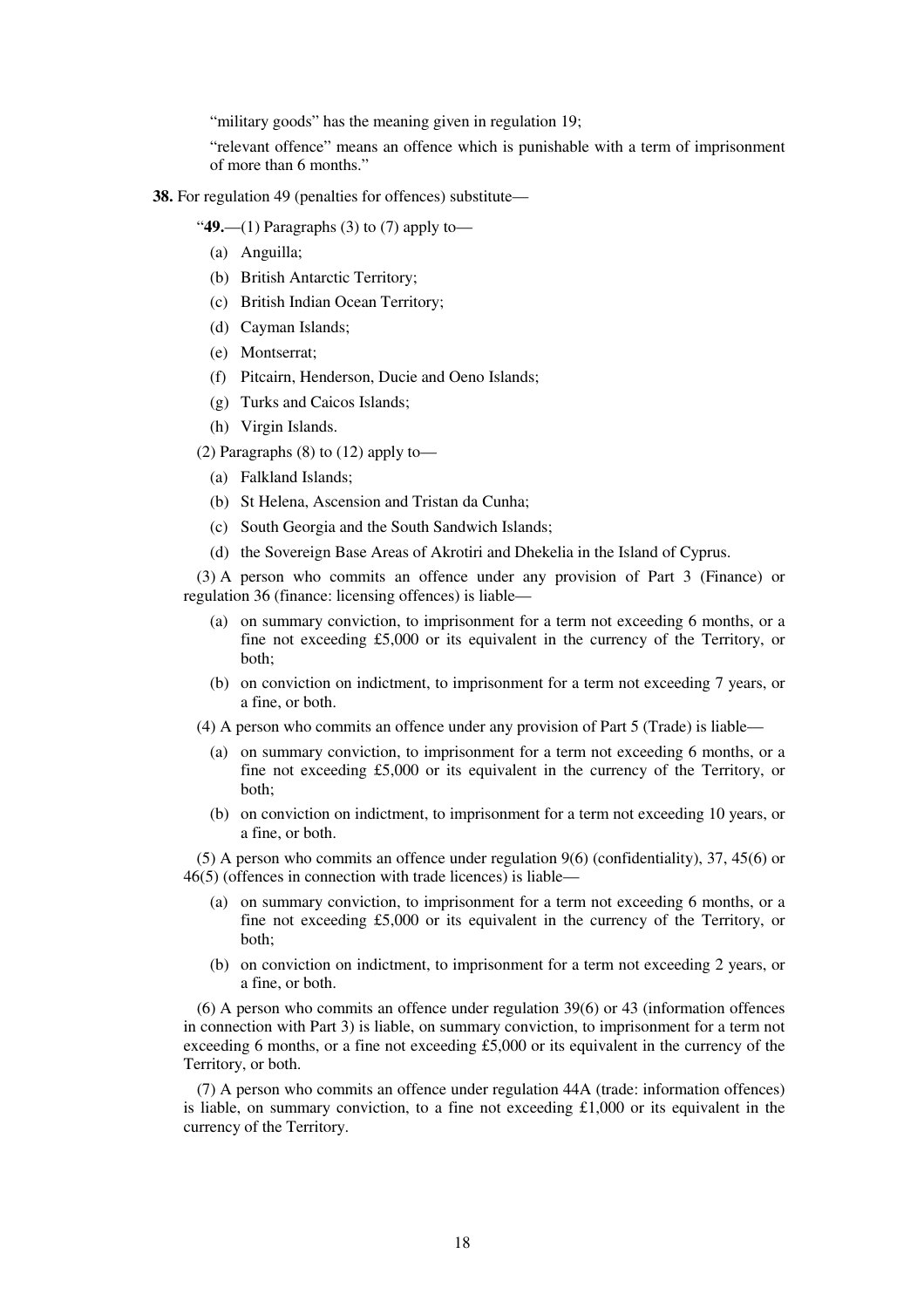"military goods" has the meaning given in regulation 19;

"relevant offence" means an offence which is punishable with a term of imprisonment of more than 6 months."

**38.** For regulation 49 (penalties for offences) substitute—

"**49.**—(1) Paragraphs (3) to (7) apply to—

- (a) Anguilla;
- (b) British Antarctic Territory;
- (c) British Indian Ocean Territory;
- (d) Cayman Islands;
- (e) Montserrat;
- (f) Pitcairn, Henderson, Ducie and Oeno Islands;
- (g) Turks and Caicos Islands;
- (h) Virgin Islands.

(2) Paragraphs (8) to (12) apply to—

- (a) Falkland Islands;
- (b) St Helena, Ascension and Tristan da Cunha;
- (c) South Georgia and the South Sandwich Islands;
- (d) the Sovereign Base Areas of Akrotiri and Dhekelia in the Island of Cyprus.

(3) A person who commits an offence under any provision of Part 3 (Finance) or regulation 36 (finance: licensing offences) is liable—

- (a) on summary conviction, to imprisonment for a term not exceeding 6 months, or a fine not exceeding £5,000 or its equivalent in the currency of the Territory, or both;
- (b) on conviction on indictment, to imprisonment for a term not exceeding 7 years, or a fine, or both.

(4) A person who commits an offence under any provision of Part 5 (Trade) is liable—

- (a) on summary conviction, to imprisonment for a term not exceeding 6 months, or a fine not exceeding £5,000 or its equivalent in the currency of the Territory, or both;
- (b) on conviction on indictment, to imprisonment for a term not exceeding 10 years, or a fine, or both.

(5) A person who commits an offence under regulation 9(6) (confidentiality), 37, 45(6) or 46(5) (offences in connection with trade licences) is liable—

- (a) on summary conviction, to imprisonment for a term not exceeding 6 months, or a fine not exceeding £5,000 or its equivalent in the currency of the Territory, or both;
- (b) on conviction on indictment, to imprisonment for a term not exceeding 2 years, or a fine, or both.

(6) A person who commits an offence under regulation 39(6) or 43 (information offences in connection with Part 3) is liable, on summary conviction, to imprisonment for a term not exceeding 6 months, or a fine not exceeding £5,000 or its equivalent in the currency of the Territory, or both.

(7) A person who commits an offence under regulation 44A (trade: information offences) is liable, on summary conviction, to a fine not exceeding £1,000 or its equivalent in the currency of the Territory.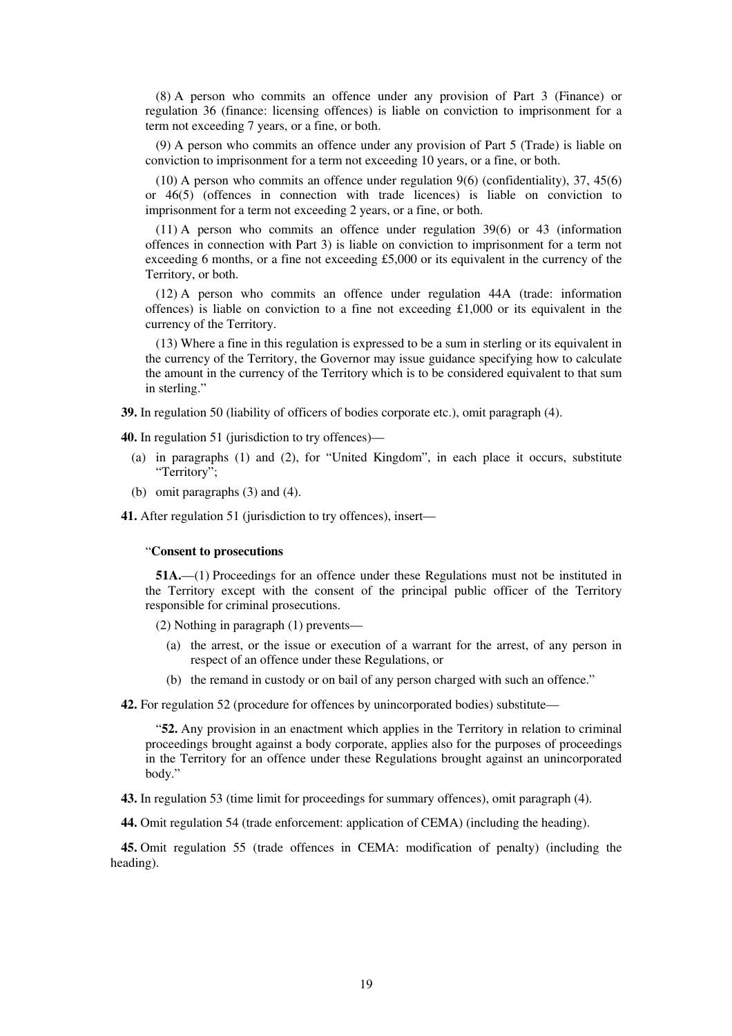(8) A person who commits an offence under any provision of Part 3 (Finance) or regulation 36 (finance: licensing offences) is liable on conviction to imprisonment for a term not exceeding 7 years, or a fine, or both.

(9) A person who commits an offence under any provision of Part 5 (Trade) is liable on conviction to imprisonment for a term not exceeding 10 years, or a fine, or both.

(10) A person who commits an offence under regulation 9(6) (confidentiality), 37, 45(6) or 46(5) (offences in connection with trade licences) is liable on conviction to imprisonment for a term not exceeding 2 years, or a fine, or both.

(11) A person who commits an offence under regulation 39(6) or 43 (information offences in connection with Part 3) is liable on conviction to imprisonment for a term not exceeding 6 months, or a fine not exceeding £5,000 or its equivalent in the currency of the Territory, or both.

(12) A person who commits an offence under regulation 44A (trade: information offences) is liable on conviction to a fine not exceeding £1,000 or its equivalent in the currency of the Territory.

(13) Where a fine in this regulation is expressed to be a sum in sterling or its equivalent in the currency of the Territory, the Governor may issue guidance specifying how to calculate the amount in the currency of the Territory which is to be considered equivalent to that sum in sterling."

**39.** In regulation 50 (liability of officers of bodies corporate etc.), omit paragraph (4).

**40.** In regulation 51 (jurisdiction to try offences)—

(a) in paragraphs (1) and (2), for "United Kingdom", in each place it occurs, substitute "Territory";

(b) omit paragraphs (3) and (4).

**41.** After regulation 51 (jurisdiction to try offences), insert—

"**Consent to prosecutions**

**51A.**—(1) Proceedings for an offence under these Regulations must not be instituted in the Territory except with the consent of the principal public officer of the Territory responsible for criminal prosecutions.

(2) Nothing in paragraph (1) prevents—

(a) the arrest, or the issue or execution of a warrant for the arrest, of any person in respect of an offence under these Regulations, or

(b) the remand in custody or on bail of any person charged with such an offence."

**42.** For regulation 52 (procedure for offences by unincorporated bodies) substitute—

"**52.** Any provision in an enactment which applies in the Territory in relation to criminal proceedings brought against a body corporate, applies also for the purposes of proceedings in the Territory for an offence under these Regulations brought against an unincorporated body."

**43.** In regulation 53 (time limit for proceedings for summary offences), omit paragraph (4).

**44.** Omit regulation 54 (trade enforcement: application of CEMA) (including the heading).

**45.** Omit regulation 55 (trade offences in CEMA: modification of penalty) (including the heading).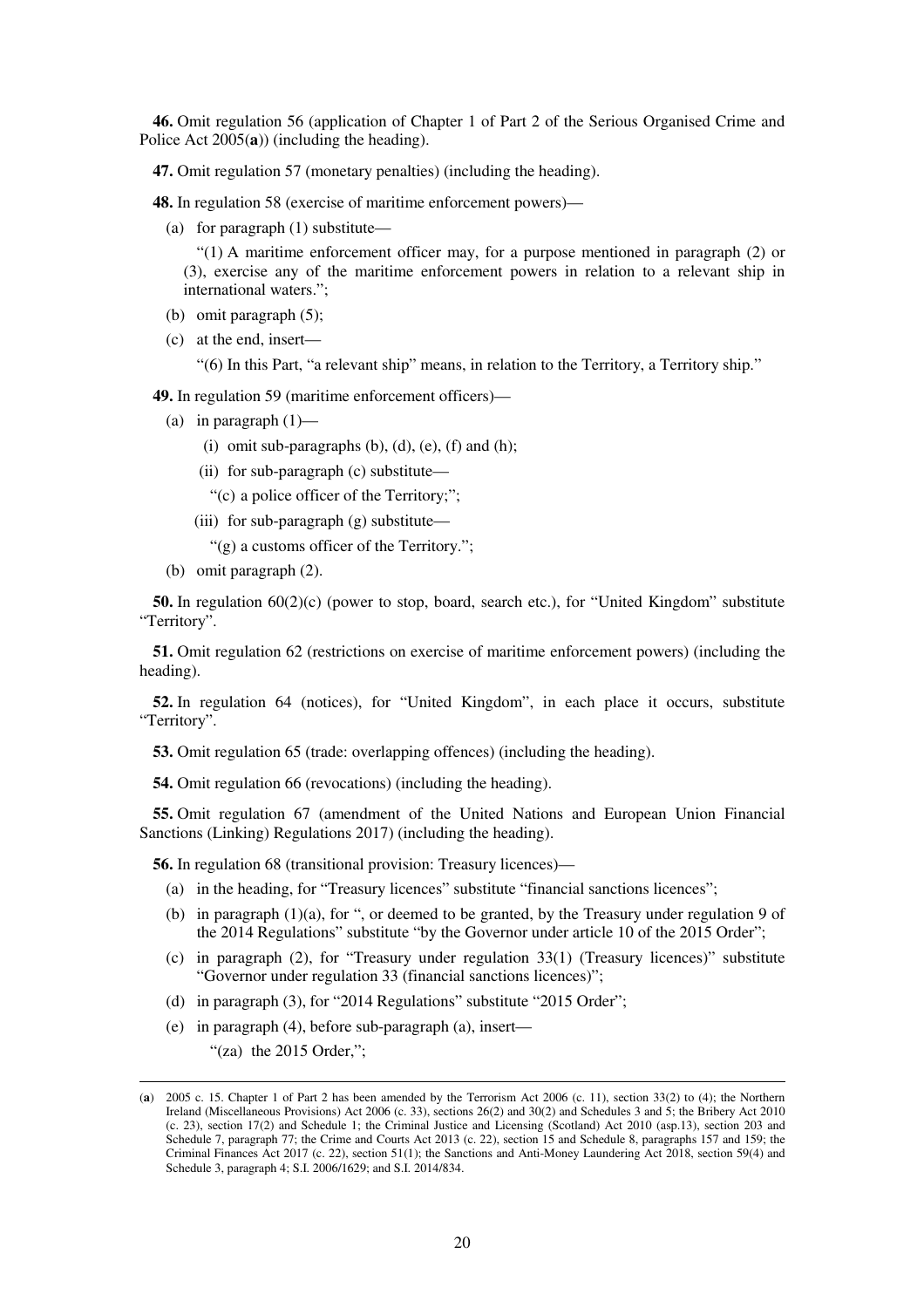**46.** Omit regulation 56 (application of Chapter 1 of Part 2 of the Serious Organised Crime and Police Act 2005(**a**)) (including the heading).

**47.** Omit regulation 57 (monetary penalties) (including the heading).

**48.** In regulation 58 (exercise of maritime enforcement powers)—

(a) for paragraph (1) substitute—

"(1) A maritime enforcement officer may, for a purpose mentioned in paragraph (2) or (3), exercise any of the maritime enforcement powers in relation to a relevant ship in international waters.";

(b) omit paragraph (5);

(c) at the end, insert—

"(6) In this Part, "a relevant ship" means, in relation to the Territory, a Territory ship."

**49.** In regulation 59 (maritime enforcement officers)—

(a) in paragraph (1)—

(i) omit sub-paragraphs (b), (d), (e), (f) and (h);

(ii) for sub-paragraph (c) substitute—

"(c) a police officer of the Territory;";

(iii) for sub-paragraph (g) substitute—

"(g) a customs officer of the Territory.";

(b) omit paragraph (2).

**50.** In regulation 60(2)(c) (power to stop, board, search etc.), for "United Kingdom" substitute "Territory".

**51.** Omit regulation 62 (restrictions on exercise of maritime enforcement powers) (including the heading).

**52.** In regulation 64 (notices), for "United Kingdom", in each place it occurs, substitute "Territory".

**53.** Omit regulation 65 (trade: overlapping offences) (including the heading).

**54.** Omit regulation 66 (revocations) (including the heading).

**55.** Omit regulation 67 (amendment of the United Nations and European Union Financial Sanctions (Linking) Regulations 2017) (including the heading).

**56.** In regulation 68 (transitional provision: Treasury licences)—

(a) in the heading, for "Treasury licences" substitute "financial sanctions licences";

(b) in paragraph (1)(a), for ", or deemed to be granted, by the Treasury under regulation 9 of the 2014 Regulations" substitute "by the Governor under article 10 of the 2015 Order";

(c) in paragraph (2), for "Treasury under regulation 33(1) (Treasury licences)" substitute "Governor under regulation 33 (financial sanctions licences)";

(d) in paragraph (3), for "2014 Regulations" substitute "2015 Order";

(e) in paragraph (4), before sub-paragraph (a), insert—

"(za) the 2015 Order,";

---

(**a**) 2005 c. 15. Chapter 1 of Part 2 has been amended by the Terrorism Act 2006 (c. 11), section 33(2) to (4); the Northern Ireland (Miscellaneous Provisions) Act 2006 (c. 33), sections 26(2) and 30(2) and Schedules 3 and 5; the Bribery Act 2010 (c. 23), section 17(2) and Schedule 1; the Criminal Justice and Licensing (Scotland) Act 2010 (asp.13), section 203 and Schedule 7, paragraph 77; the Crime and Courts Act 2013 (c. 22), section 15 and Schedule 8, paragraphs 157 and 159; the Criminal Finances Act 2017 (c. 22), section 51(1); the Sanctions and Anti-Money Laundering Act 2018, section 59(4) and Schedule 3, paragraph 4; S.I. 2006/1629; and S.I. 2014/834.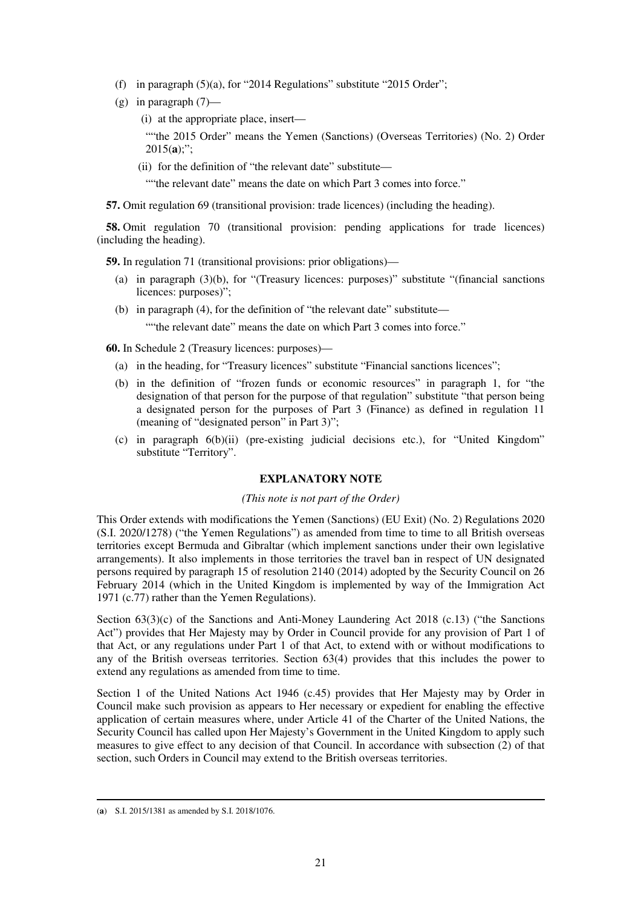(f) in paragraph (5)(a), for "2014 Regulations" substitute "2015 Order";

(g) in paragraph (7)—

(i) at the appropriate place, insert—

""the 2015 Order" means the Yemen (Sanctions) (Overseas Territories) (No. 2) Order 2015(**a**);";

(ii) for the definition of "the relevant date" substitute—

""the relevant date" means the date on which Part 3 comes into force."

**57.** Omit regulation 69 (transitional provision: trade licences) (including the heading).

**58.** Omit regulation 70 (transitional provision: pending applications for trade licences) (including the heading).

**59.** In regulation 71 (transitional provisions: prior obligations)—

(a) in paragraph (3)(b), for "(Treasury licences: purposes)" substitute "(financial sanctions licences: purposes)";

(b) in paragraph (4), for the definition of "the relevant date" substitute—

""the relevant date" means the date on which Part 3 comes into force."

**60.** In Schedule 2 (Treasury licences: purposes)—

(a) in the heading, for "Treasury licences" substitute "Financial sanctions licences";

(b) in the definition of "frozen funds or economic resources" in paragraph 1, for "the designation of that person for the purpose of that regulation" substitute "that person being a designated person for the purposes of Part 3 (Finance) as defined in regulation 11 (meaning of "designated person" in Part 3)";

(c) in paragraph 6(b)(ii) (pre-existing judicial decisions etc.), for "United Kingdom" substitute "Territory".

## EXPLANATORY NOTE

*(This note is not part of the Order)*

This Order extends with modifications the Yemen (Sanctions) (EU Exit) (No. 2) Regulations 2020 (S.I. 2020/1278) ("the Yemen Regulations") as amended from time to time to all British overseas territories except Bermuda and Gibraltar (which implement sanctions under their own legislative arrangements). It also implements in those territories the travel ban in respect of UN designated persons required by paragraph 15 of resolution 2140 (2014) adopted by the Security Council on 26 February 2014 (which in the United Kingdom is implemented by way of the Immigration Act 1971 (c.77) rather than the Yemen Regulations).

Section 63(3)(c) of the Sanctions and Anti-Money Laundering Act 2018 (c.13) ("the Sanctions Act") provides that Her Majesty may by Order in Council provide for any provision of Part 1 of that Act, or any regulations under Part 1 of that Act, to extend with or without modifications to any of the British overseas territories. Section 63(4) provides that this includes the power to extend any regulations as amended from time to time.

Section 1 of the United Nations Act 1946 (c.45) provides that Her Majesty may by Order in Council make such provision as appears to Her necessary or expedient for enabling the effective application of certain measures where, under Article 41 of the Charter of the United Nations, the Security Council has called upon Her Majesty's Government in the United Kingdom to apply such measures to give effect to any decision of that Council. In accordance with subsection (2) of that section, such Orders in Council may extend to the British overseas territories.

---

(**a**) S.I. 2015/1381 as amended by S.I. 2018/1076.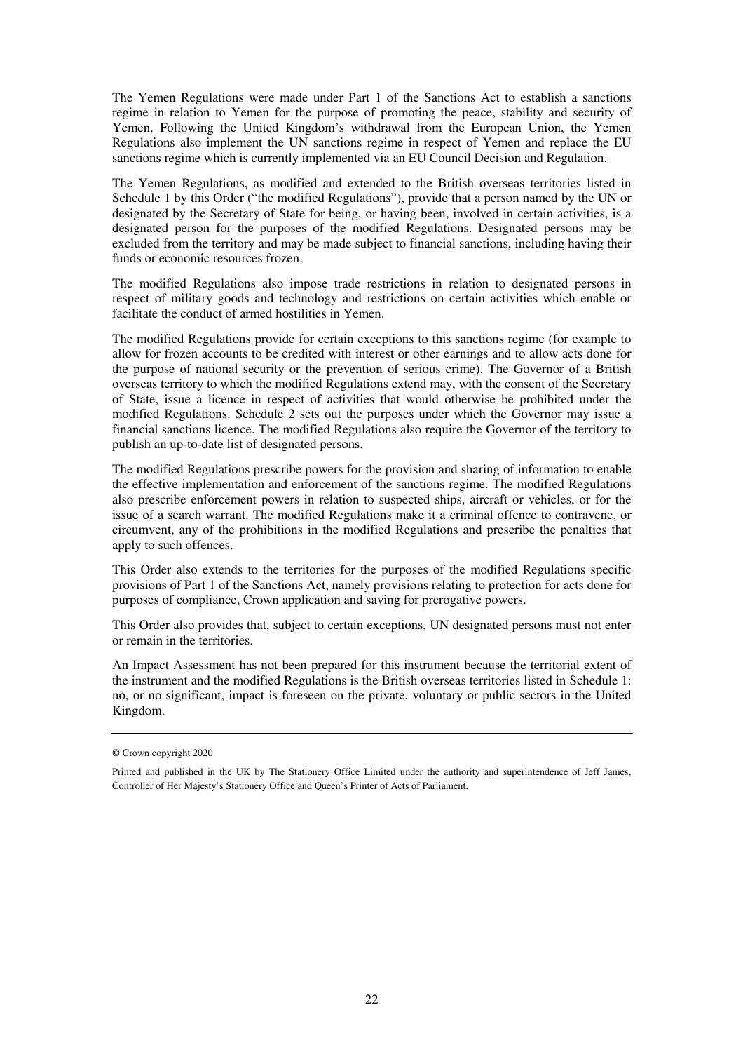The Yemen Regulations were made under Part 1 of the Sanctions Act to establish a sanctions regime in relation to Yemen for the purpose of promoting the peace, stability and security of Yemen. Following the United Kingdom's withdrawal from the European Union, the Yemen Regulations also implement the UN sanctions regime in respect of Yemen and replace the EU sanctions regime which is currently implemented via an EU Council Decision and Regulation.

The Yemen Regulations, as modified and extended to the British overseas territories listed in Schedule 1 by this Order ("the modified Regulations"), provide that a person named by the UN or designated by the Secretary of State for being, or having been, involved in certain activities, is a designated person for the purposes of the modified Regulations. Designated persons may be excluded from the territory and may be made subject to financial sanctions, including having their funds or economic resources frozen.

The modified Regulations also impose trade restrictions in relation to designated persons in respect of military goods and technology and restrictions on certain activities which enable or facilitate the conduct of armed hostilities in Yemen.

The modified Regulations provide for certain exceptions to this sanctions regime (for example to allow for frozen accounts to be credited with interest or other earnings and to allow acts done for the purpose of national security or the prevention of serious crime). The Governor of a British overseas territory to which the modified Regulations extend may, with the consent of the Secretary of State, issue a licence in respect of activities that would otherwise be prohibited under the modified Regulations. Schedule 2 sets out the purposes under which the Governor may issue a financial sanctions licence. The modified Regulations also require the Governor of the territory to publish an up-to-date list of designated persons.

The modified Regulations prescribe powers for the provision and sharing of information to enable the effective implementation and enforcement of the sanctions regime. The modified Regulations also prescribe enforcement powers in relation to suspected ships, aircraft or vehicles, or for the issue of a search warrant. The modified Regulations make it a criminal offence to contravene, or circumvent, any of the prohibitions in the modified Regulations and prescribe the penalties that apply to such offences.

This Order also extends to the territories for the purposes of the modified Regulations specific provisions of Part 1 of the Sanctions Act, namely provisions relating to protection for acts done for purposes of compliance, Crown application and saving for prerogative powers.

This Order also provides that, subject to certain exceptions, UN designated persons must not enter or remain in the territories.

An Impact Assessment has not been prepared for this instrument because the territorial extent of the instrument and the modified Regulations is the British overseas territories listed in Schedule 1: no, or no significant, impact is foreseen on the private, voluntary or public sectors in the United Kingdom.

---

© Crown copyright 2020

Printed and published in the UK by The Stationery Office Limited under the authority and superintendence of Jeff James, Controller of Her Majesty's Stationery Office and Queen's Printer of Acts of Parliament.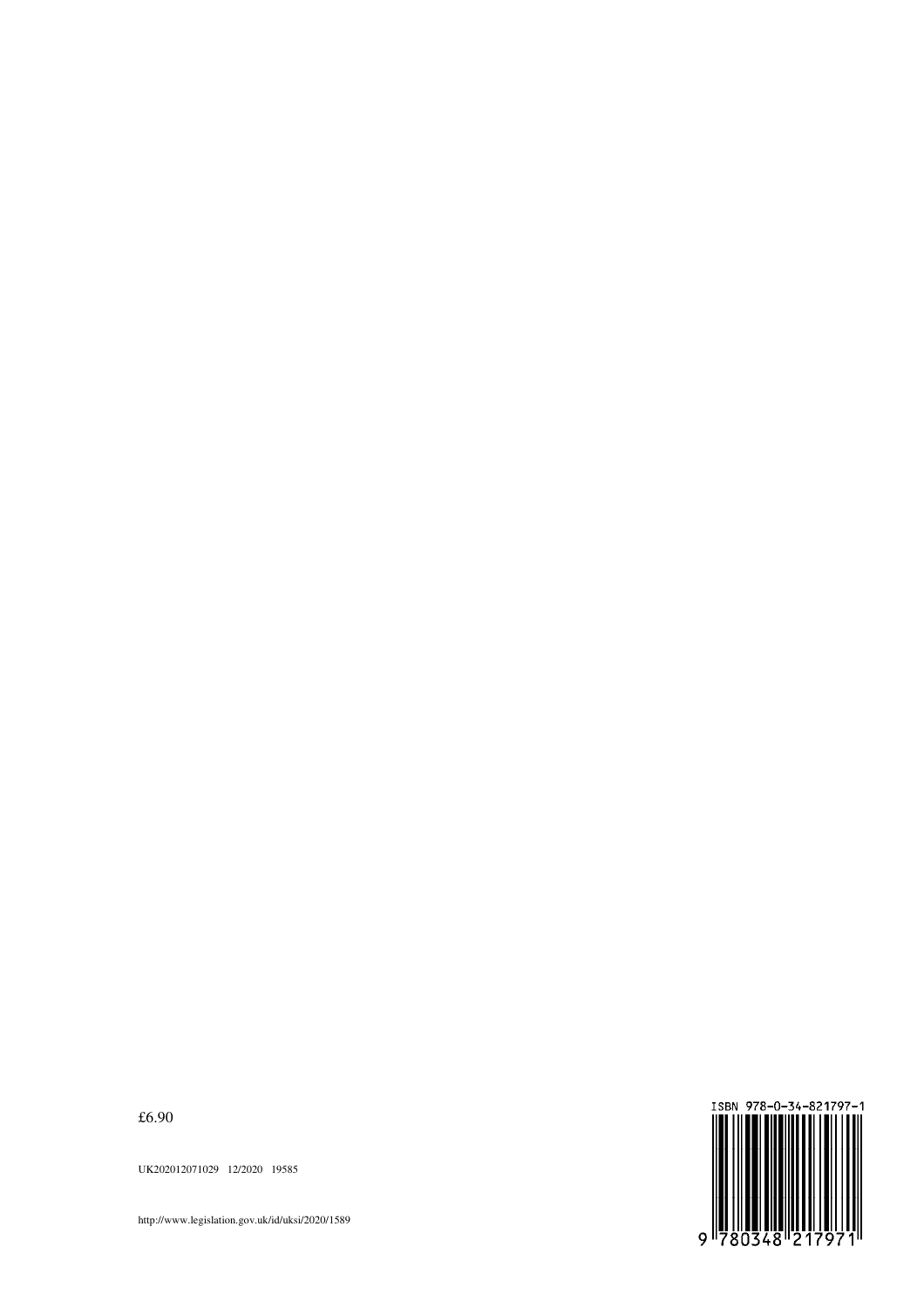£6.90

UK202012071029 12/2020 19585

http://www.legislation.gov.uk/id/uksi/2020/1589

ISBN 978-0-34-821797-1

9 780348 217971